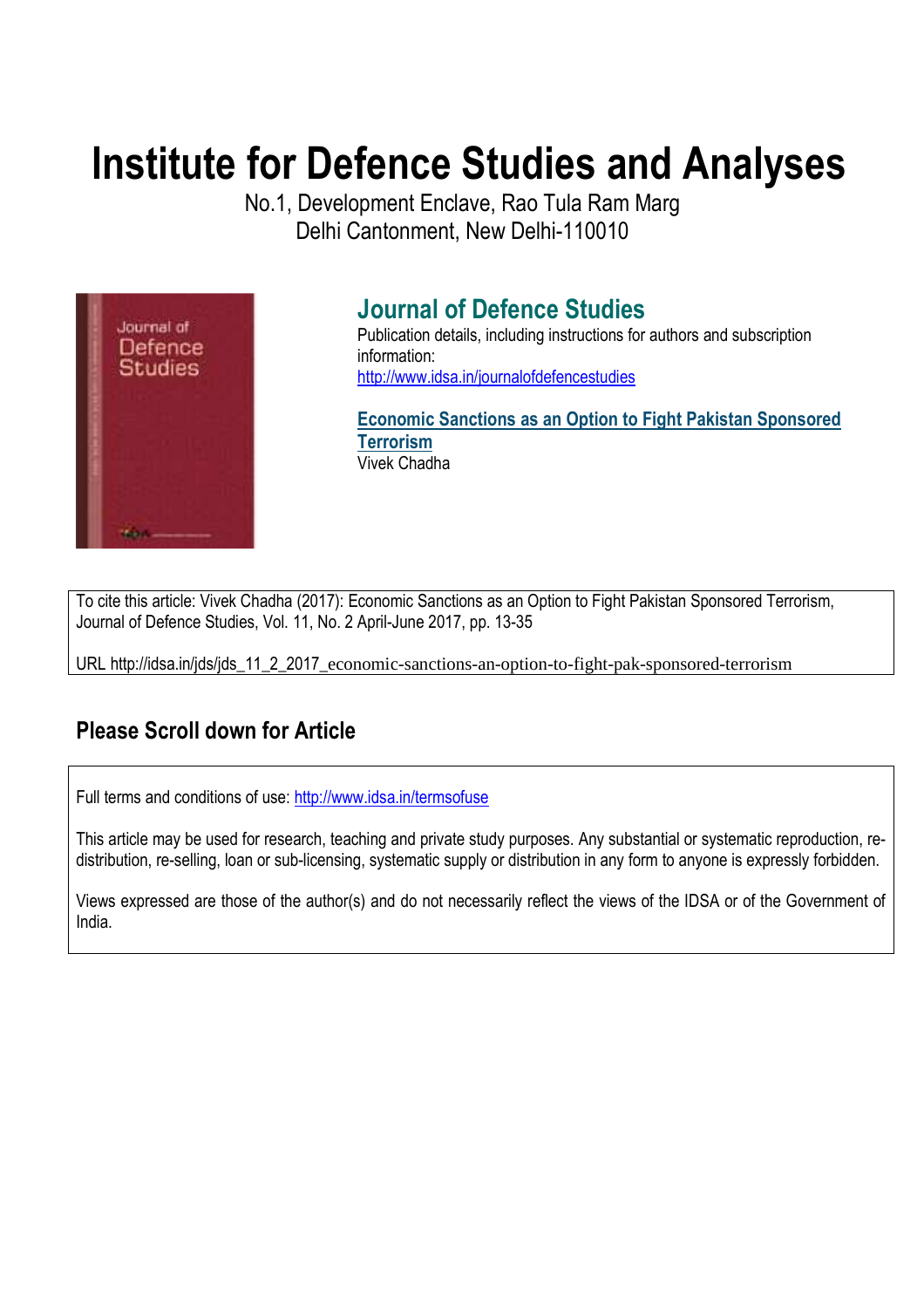# Institute for Defence Studies and Analyses

No.1, Development Enclave, Rao Tula Ram Marg
Delhi Cantonment, New Delhi-110010

## Journal of Defence Studies

Publication details, including instructions for authors and subscription information:
http://www.idsa.in/journalofdefencestudies

**Economic Sanctions as an Option to Fight Pakistan Sponsored Terrorism**
Vivek Chadha

To cite this article: Vivek Chadha (2017): Economic Sanctions as an Option to Fight Pakistan Sponsored Terrorism, Journal of Defence Studies, Vol. 11, No. 2 April-June 2017, pp. 13-35

URL http://idsa.in/jds/jds_11_2_2017_economic-sanctions-an-option-to-fight-pak-sponsored-terrorism

### Please Scroll down for Article

Full terms and conditions of use: http://www.idsa.in/termsofuse

This article may be used for research, teaching and private study purposes. Any substantial or systematic reproduction, re-distribution, re-selling, loan or sub-licensing, systematic supply or distribution in any form to anyone is expressly forbidden.

Views expressed are those of the author(s) and do not necessarily reflect the views of the IDSA or of the Government of India.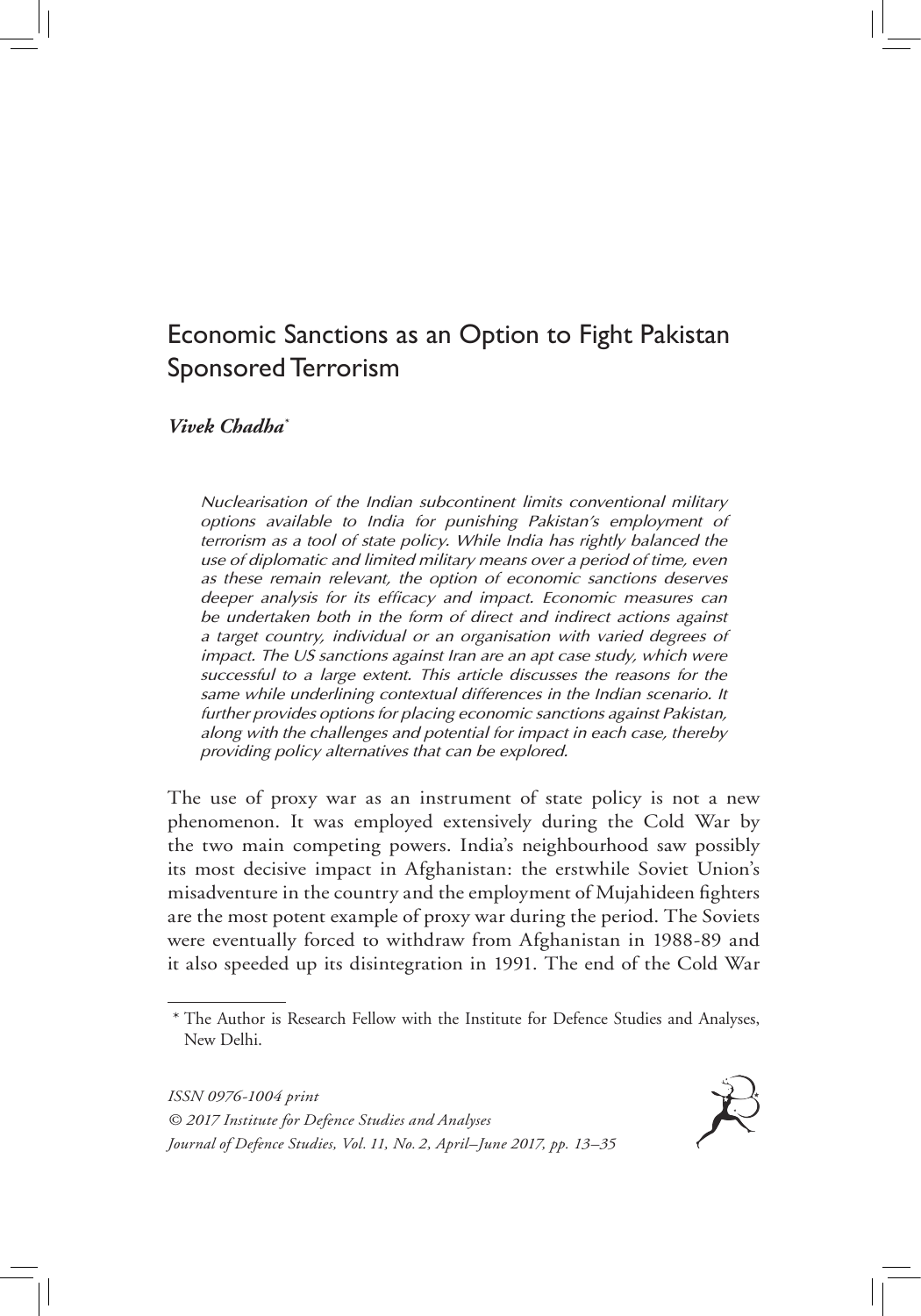# Economic Sanctions as an Option to Fight Pakistan Sponsored Terrorism

***Vivek Chadha****

*Nuclearisation of the Indian subcontinent limits conventional military options available to India for punishing Pakistan's employment of terrorism as a tool of state policy. While India has rightly balanced the use of diplomatic and limited military means over a period of time, even as these remain relevant, the option of economic sanctions deserves deeper analysis for its efficacy and impact. Economic measures can be undertaken both in the form of direct and indirect actions against a target country, individual or an organisation with varied degrees of impact. The US sanctions against Iran are an apt case study, which were successful to a large extent. This article discusses the reasons for the same while underlining contextual differences in the Indian scenario. It further provides options for placing economic sanctions against Pakistan, along with the challenges and potential for impact in each case, thereby providing policy alternatives that can be explored.*

The use of proxy war as an instrument of state policy is not a new phenomenon. It was employed extensively during the Cold War by the two main competing powers. India's neighbourhood saw possibly its most decisive impact in Afghanistan: the erstwhile Soviet Union's misadventure in the country and the employment of Mujahideen fighters are the most potent example of proxy war during the period. The Soviets were eventually forced to withdraw from Afghanistan in 1988-89 and it also speeded up its disintegration in 1991. The end of the Cold War

\* The Author is Research Fellow with the Institute for Defence Studies and Analyses, New Delhi.

*ISSN 0976-1004 print*
*© 2017 Institute for Defence Studies and Analyses*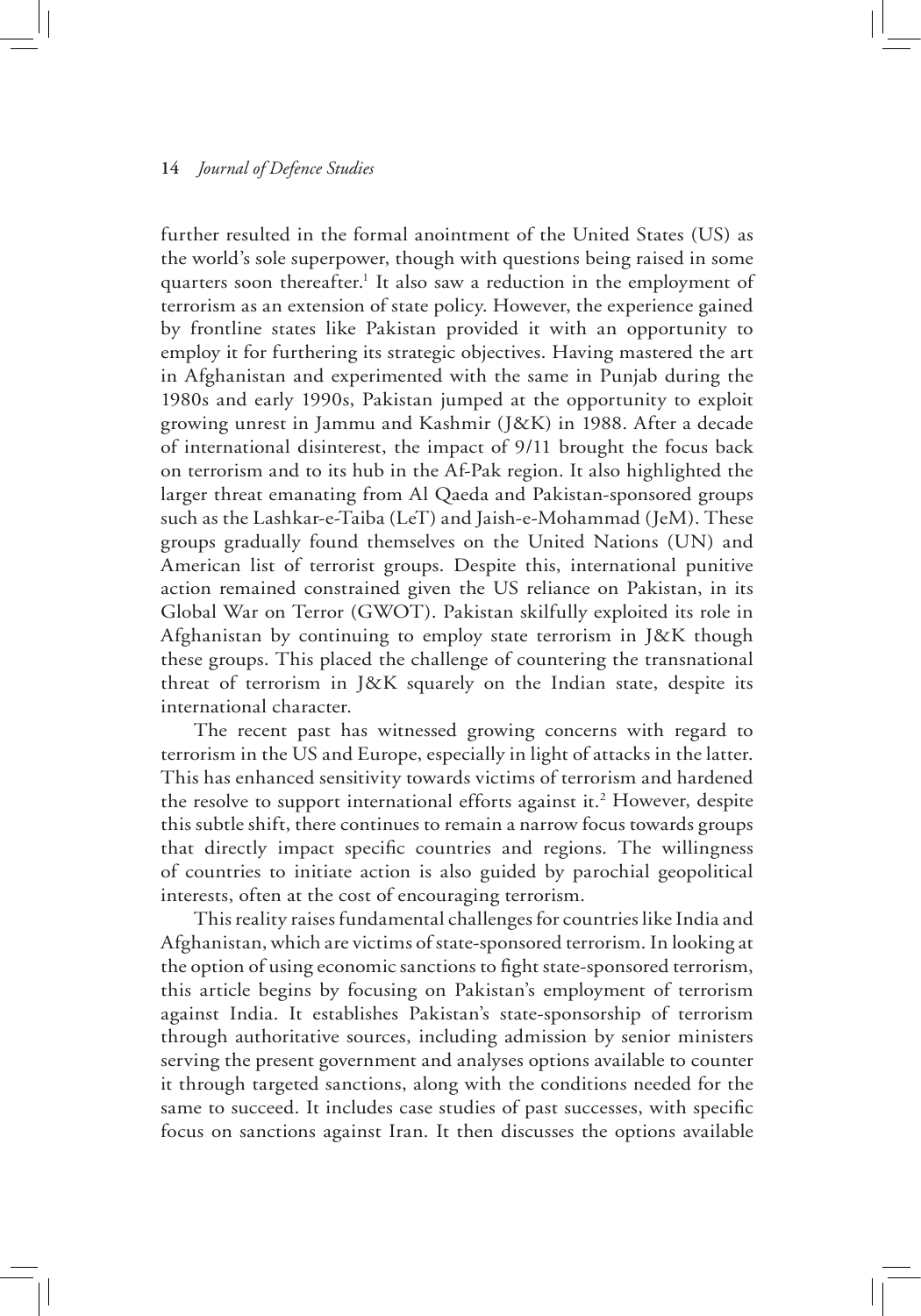further resulted in the formal anointment of the United States (US) as the world's sole superpower, though with questions being raised in some quarters soon thereafter.[1] It also saw a reduction in the employment of terrorism as an extension of state policy. However, the experience gained by frontline states like Pakistan provided it with an opportunity to employ it for furthering its strategic objectives. Having mastered the art in Afghanistan and experimented with the same in Punjab during the 1980s and early 1990s, Pakistan jumped at the opportunity to exploit growing unrest in Jammu and Kashmir (J&K) in 1988. After a decade of international disinterest, the impact of 9/11 brought the focus back on terrorism and to its hub in the Af-Pak region. It also highlighted the larger threat emanating from Al Qaeda and Pakistan-sponsored groups such as the Lashkar-e-Taiba (LeT) and Jaish-e-Mohammad (JeM). These groups gradually found themselves on the United Nations (UN) and American list of terrorist groups. Despite this, international punitive action remained constrained given the US reliance on Pakistan, in its Global War on Terror (GWOT). Pakistan skilfully exploited its role in Afghanistan by continuing to employ state terrorism in J&K though these groups. This placed the challenge of countering the transnational threat of terrorism in J&K squarely on the Indian state, despite its international character.

The recent past has witnessed growing concerns with regard to terrorism in the US and Europe, especially in light of attacks in the latter. This has enhanced sensitivity towards victims of terrorism and hardened the resolve to support international efforts against it.[2] However, despite this subtle shift, there continues to remain a narrow focus towards groups that directly impact specific countries and regions. The willingness of countries to initiate action is also guided by parochial geopolitical interests, often at the cost of encouraging terrorism.

This reality raises fundamental challenges for countries like India and Afghanistan, which are victims of state-sponsored terrorism. In looking at the option of using economic sanctions to fight state-sponsored terrorism, this article begins by focusing on Pakistan's employment of terrorism against India. It establishes Pakistan's state-sponsorship of terrorism through authoritative sources, including admission by senior ministers serving the present government and analyses options available to counter it through targeted sanctions, along with the conditions needed for the same to succeed. It includes case studies of past successes, with specific focus on sanctions against Iran. It then discusses the options available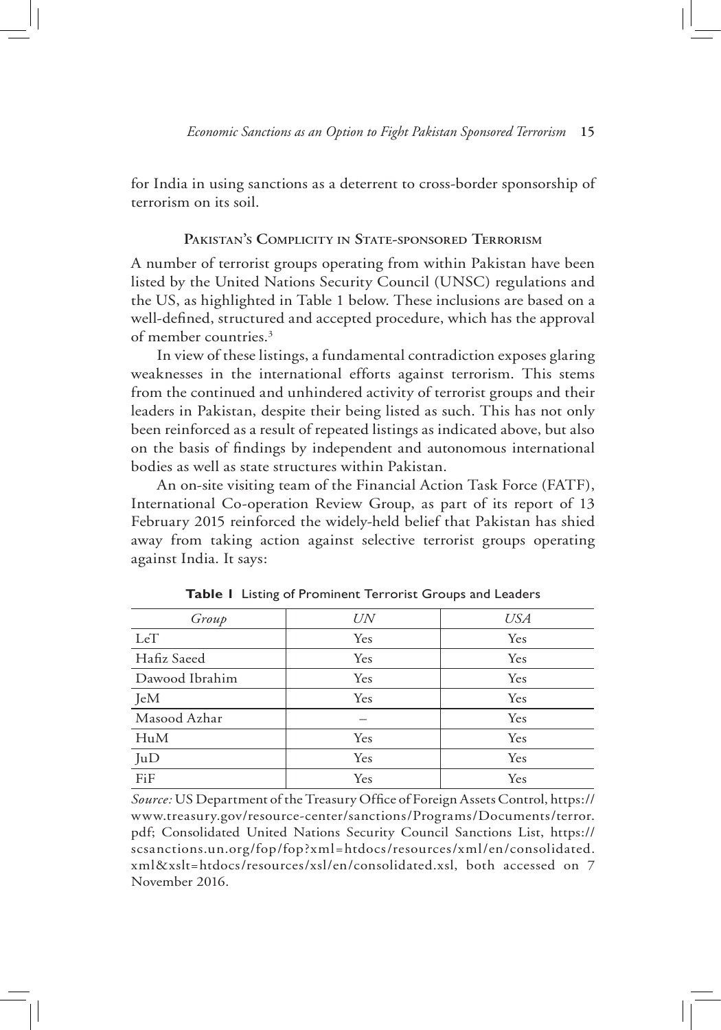for India in using sanctions as a deterrent to cross-border sponsorship of terrorism on its soil.

## Pakistan's Complicity in State-sponsored Terrorism

A number of terrorist groups operating from within Pakistan have been listed by the United Nations Security Council (UNSC) regulations and the US, as highlighted in Table 1 below. These inclusions are based on a well-defined, structured and accepted procedure, which has the approval of member countries.[3]

In view of these listings, a fundamental contradiction exposes glaring weaknesses in the international efforts against terrorism. This stems from the continued and unhindered activity of terrorist groups and their leaders in Pakistan, despite their being listed as such. This has not only been reinforced as a result of repeated listings as indicated above, but also on the basis of findings by independent and autonomous international bodies as well as state structures within Pakistan.

An on-site visiting team of the Financial Action Task Force (FATF), International Co-operation Review Group, as part of its report of 13 February 2015 reinforced the widely-held belief that Pakistan has shied away from taking action against selective terrorist groups operating against India. It says:

**Table 1** Listing of Prominent Terrorist Groups and Leaders

| *Group* | *UN* | *USA* |
|---|---|---|
| LeT | Yes | Yes |
| Hafiz Saeed | Yes | Yes |
| Dawood Ibrahim | Yes | Yes |
| JeM | Yes | Yes |
| Masood Azhar | – | Yes |
| HuM | Yes | Yes |
| JuD | Yes | Yes |
| FiF | Yes | Yes |

*Source:* US Department of the Treasury Office of Foreign Assets Control, https://www.treasury.gov/resource-center/sanctions/Programs/Documents/terror.pdf; Consolidated United Nations Security Council Sanctions List, https://scsanctions.un.org/fop/fop?xml=htdocs/resources/xml/en/consolidated.xml&xslt=htdocs/resources/xsl/en/consolidated.xsl, both accessed on 7 November 2016.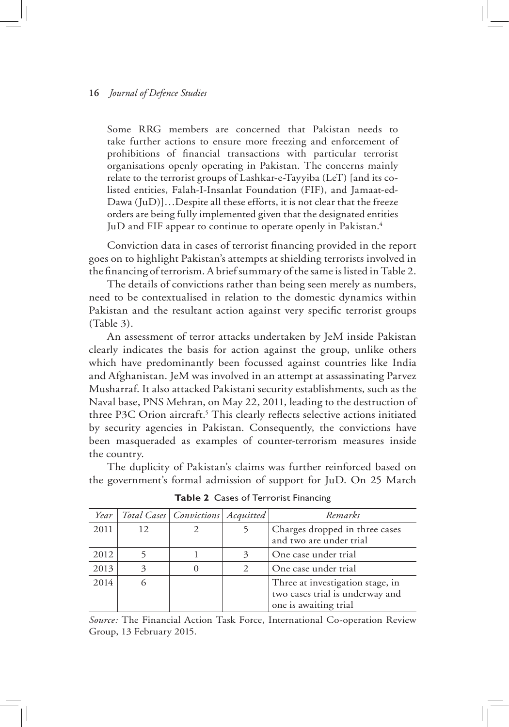> Some RRG members are concerned that Pakistan needs to take further actions to ensure more freezing and enforcement of prohibitions of financial transactions with particular terrorist organisations openly operating in Pakistan. The concerns mainly relate to the terrorist groups of Lashkar-e-Tayyiba (LeT) [and its co-listed entities, Falah-I-Insanlat Foundation (FIF), and Jamaat-ed-Dawa (JuD)]…Despite all these efforts, it is not clear that the freeze orders are being fully implemented given that the designated entities JuD and FIF appear to continue to operate openly in Pakistan.[4]

Conviction data in cases of terrorist financing provided in the report goes on to highlight Pakistan's attempts at shielding terrorists involved in the financing of terrorism. A brief summary of the same is listed in Table 2.

The details of convictions rather than being seen merely as numbers, need to be contextualised in relation to the domestic dynamics within Pakistan and the resultant action against very specific terrorist groups (Table 3).

An assessment of terror attacks undertaken by JeM inside Pakistan clearly indicates the basis for action against the group, unlike others which have predominantly been focussed against countries like India and Afghanistan. JeM was involved in an attempt at assassinating Parvez Musharraf. It also attacked Pakistani security establishments, such as the Naval base, PNS Mehran, on May 22, 2011, leading to the destruction of three P3C Orion aircraft.[5] This clearly reflects selective actions initiated by security agencies in Pakistan. Consequently, the convictions have been masqueraded as examples of counter-terrorism measures inside the country.

The duplicity of Pakistan's claims was further reinforced based on the government's formal admission of support for JuD. On 25 March

**Table 2** Cases of Terrorist Financing

| *Year* | *Total Cases* | *Convictions* | *Acquitted* | *Remarks* |
|---|---|---|---|---|
| 2011 | 12 | 2 | 5 | Charges dropped in three cases and two are under trial |
| 2012 | 5 | 1 | 3 | One case under trial |
| 2013 | 3 | 0 | 2 | One case under trial |
| 2014 | 6 | | | Three at investigation stage, in two cases trial is underway and one is awaiting trial |

*Source:* The Financial Action Task Force, International Co-operation Review Group, 13 February 2015.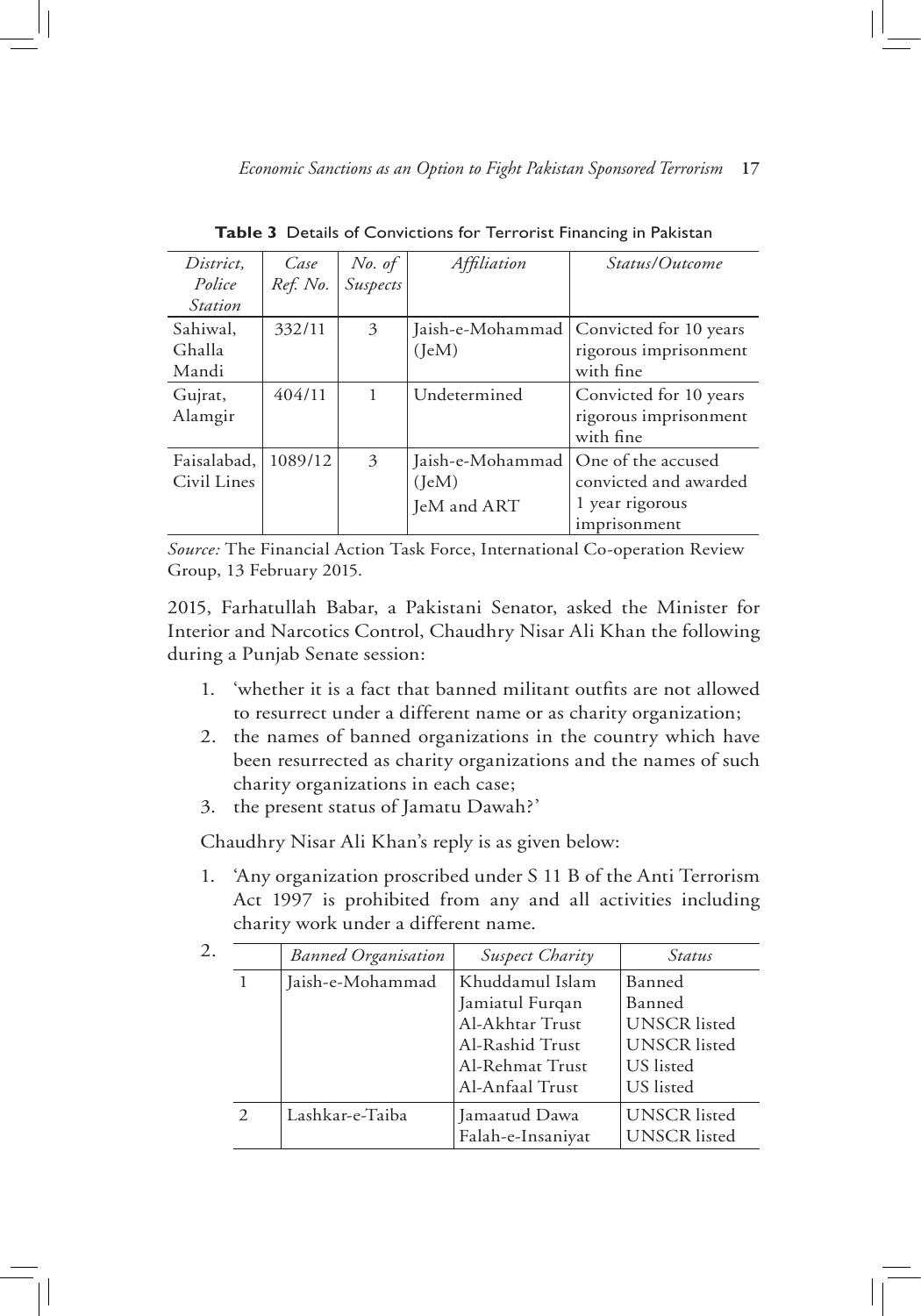**Table 3** Details of Convictions for Terrorist Financing in Pakistan

| *District, Police Station* | *Case Ref. No.* | *No. of Suspects* | *Affiliation* | *Status/Outcome* |
|---|---|---|---|---|
| Sahiwal, Ghalla Mandi | 332/11 | 3 | Jaish-e-Mohammad (JeM) | Convicted for 10 years rigorous imprisonment with fine |
| Gujrat, Alamgir | 404/11 | 1 | Undetermined | Convicted for 10 years rigorous imprisonment with fine |
| Faisalabad, Civil Lines | 1089/12 | 3 | Jaish-e-Mohammad (JeM) JeM and ART | One of the accused convicted and awarded 1 year rigorous imprisonment |

*Source:* The Financial Action Task Force, International Co-operation Review Group, 13 February 2015.

2015, Farhatullah Babar, a Pakistani Senator, asked the Minister for Interior and Narcotics Control, Chaudhry Nisar Ali Khan the following during a Punjab Senate session:

1. 'whether it is a fact that banned militant outfits are not allowed to resurrect under a different name or as charity organization;
2. the names of banned organizations in the country which have been resurrected as charity organizations and the names of such charity organizations in each case;
3. the present status of Jamatu Dawah?'

Chaudhry Nisar Ali Khan's reply is as given below:

1. 'Any organization proscribed under S 11 B of the Anti Terrorism Act 1997 is prohibited from any and all activities including charity work under a different name.
2. 

| | *Banned Organisation* | *Suspect Charity* | *Status* |
|---|---|---|---|
| 1 | Jaish-e-Mohammad | Khuddamul Islam | Banned |
| | | Jamiatul Furqan | Banned |
| | | Al-Akhtar Trust | UNSCR listed |
| | | Al-Rashid Trust | UNSCR listed |
| | | Al-Rehmat Trust | US listed |
| | | Al-Anfaal Trust | US listed |
| 2 | Lashkar-e-Taiba | Jamaatud Dawa | UNSCR listed |
| | | Falah-e-Insaniyat | UNSCR listed |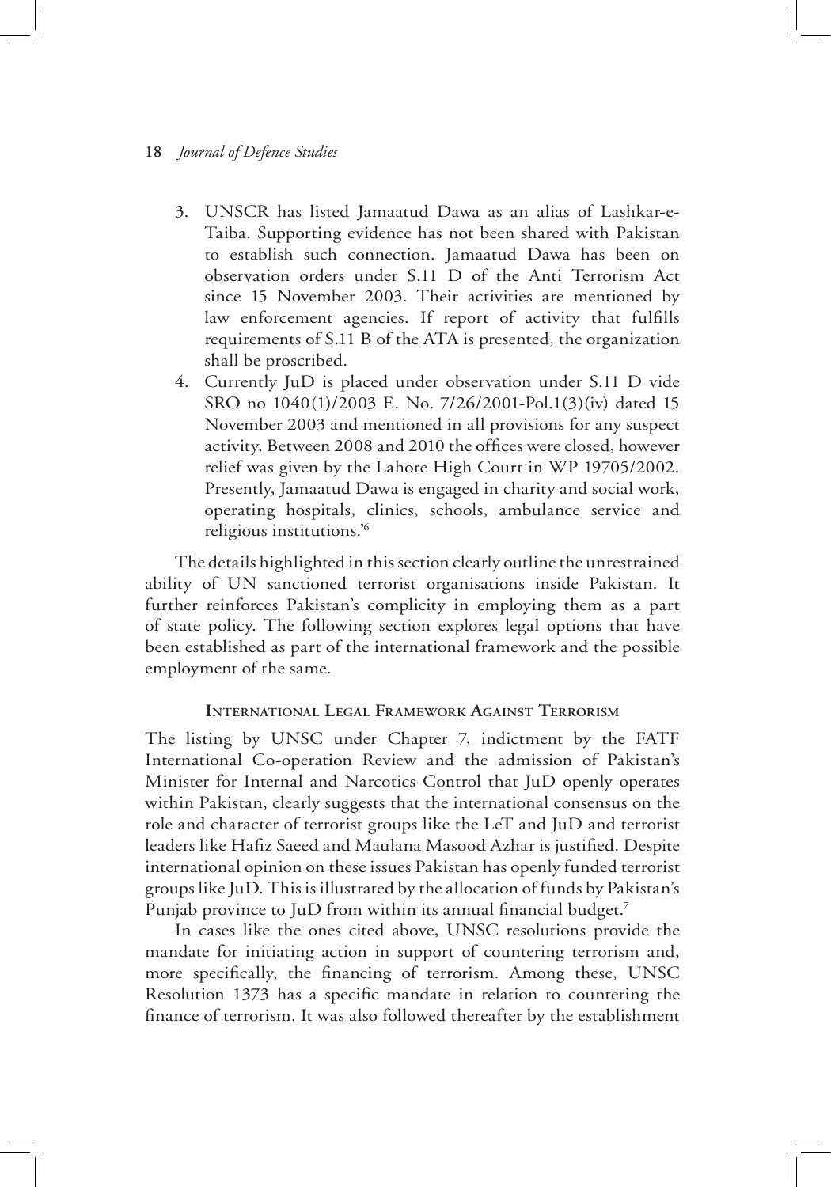3. UNSCR has listed Jamaatud Dawa as an alias of Lashkar-e-Taiba. Supporting evidence has not been shared with Pakistan to establish such connection. Jamaatud Dawa has been on observation orders under S.11 D of the Anti Terrorism Act since 15 November 2003. Their activities are mentioned by law enforcement agencies. If report of activity that fulfills requirements of S.11 B of the ATA is presented, the organization shall be proscribed.
4. Currently JuD is placed under observation under S.11 D vide SRO no 1040(1)/2003 E. No. 7/26/2001-Pol.1(3)(iv) dated 15 November 2003 and mentioned in all provisions for any suspect activity. Between 2008 and 2010 the offices were closed, however relief was given by the Lahore High Court in WP 19705/2002. Presently, Jamaatud Dawa is engaged in charity and social work, operating hospitals, clinics, schools, ambulance service and religious institutions.'[6]

The details highlighted in this section clearly outline the unrestrained ability of UN sanctioned terrorist organisations inside Pakistan. It further reinforces Pakistan's complicity in employing them as a part of state policy. The following section explores legal options that have been established as part of the international framework and the possible employment of the same.

## International Legal Framework Against Terrorism

The listing by UNSC under Chapter 7, indictment by the FATF International Co-operation Review and the admission of Pakistan's Minister for Internal and Narcotics Control that JuD openly operates within Pakistan, clearly suggests that the international consensus on the role and character of terrorist groups like the LeT and JuD and terrorist leaders like Hafiz Saeed and Maulana Masood Azhar is justified. Despite international opinion on these issues Pakistan has openly funded terrorist groups like JuD. This is illustrated by the allocation of funds by Pakistan's Punjab province to JuD from within its annual financial budget.[7]

In cases like the ones cited above, UNSC resolutions provide the mandate for initiating action in support of countering terrorism and, more specifically, the financing of terrorism. Among these, UNSC Resolution 1373 has a specific mandate in relation to countering the finance of terrorism. It was also followed thereafter by the establishment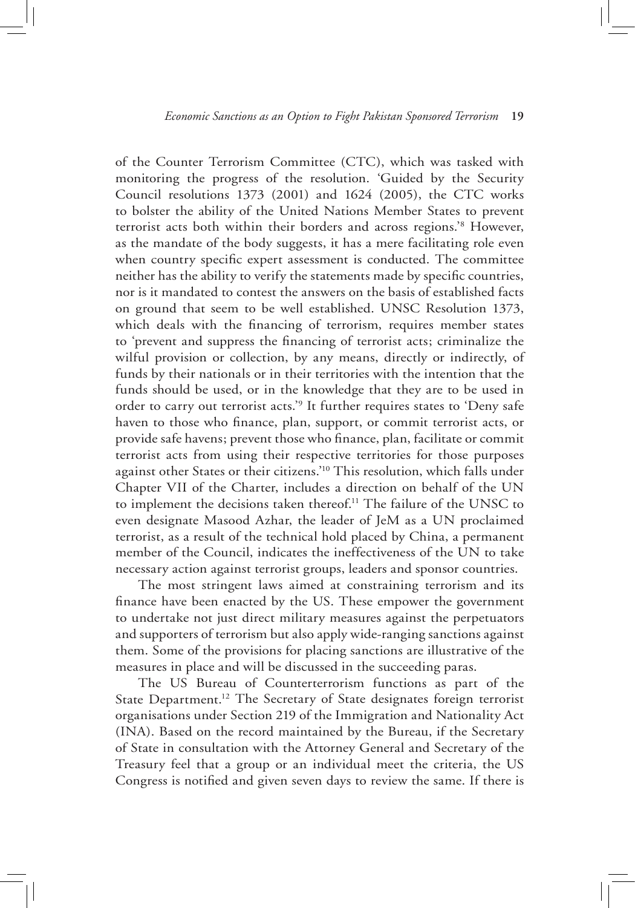of the Counter Terrorism Committee (CTC), which was tasked with monitoring the progress of the resolution. 'Guided by the Security Council resolutions 1373 (2001) and 1624 (2005), the CTC works to bolster the ability of the United Nations Member States to prevent terrorist acts both within their borders and across regions.'[8] However, as the mandate of the body suggests, it has a mere facilitating role even when country specific expert assessment is conducted. The committee neither has the ability to verify the statements made by specific countries, nor is it mandated to contest the answers on the basis of established facts on ground that seem to be well established. UNSC Resolution 1373, which deals with the financing of terrorism, requires member states to 'prevent and suppress the financing of terrorist acts; criminalize the wilful provision or collection, by any means, directly or indirectly, of funds by their nationals or in their territories with the intention that the funds should be used, or in the knowledge that they are to be used in order to carry out terrorist acts.'[9] It further requires states to 'Deny safe haven to those who finance, plan, support, or commit terrorist acts, or provide safe havens; prevent those who finance, plan, facilitate or commit terrorist acts from using their respective territories for those purposes against other States or their citizens.'[10] This resolution, which falls under Chapter VII of the Charter, includes a direction on behalf of the UN to implement the decisions taken thereof.[11] The failure of the UNSC to even designate Masood Azhar, the leader of JeM as a UN proclaimed terrorist, as a result of the technical hold placed by China, a permanent member of the Council, indicates the ineffectiveness of the UN to take necessary action against terrorist groups, leaders and sponsor countries.

The most stringent laws aimed at constraining terrorism and its finance have been enacted by the US. These empower the government to undertake not just direct military measures against the perpetuators and supporters of terrorism but also apply wide-ranging sanctions against them. Some of the provisions for placing sanctions are illustrative of the measures in place and will be discussed in the succeeding paras.

The US Bureau of Counterterrorism functions as part of the State Department.[12] The Secretary of State designates foreign terrorist organisations under Section 219 of the Immigration and Nationality Act (INA). Based on the record maintained by the Bureau, if the Secretary of State in consultation with the Attorney General and Secretary of the Treasury feel that a group or an individual meet the criteria, the US Congress is notified and given seven days to review the same. If there is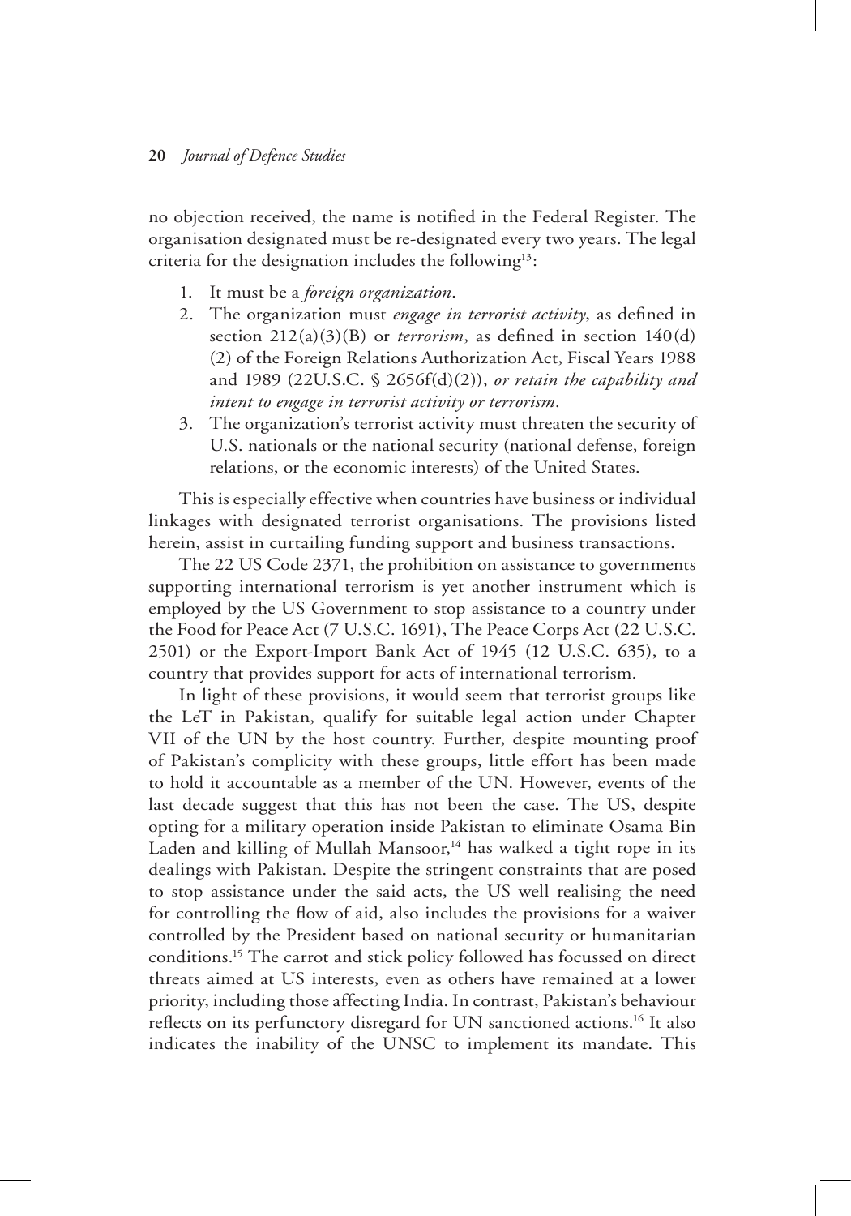no objection received, the name is notified in the Federal Register. The organisation designated must be re-designated every two years. The legal criteria for the designation includes the following[13]:

1. It must be a *foreign organization*.
2. The organization must *engage in terrorist activity*, as defined in section 212(a)(3)(B) or *terrorism*, as defined in section 140(d)(2) of the Foreign Relations Authorization Act, Fiscal Years 1988 and 1989 (22U.S.C. § 2656f(d)(2)), *or retain the capability and intent to engage in terrorist activity or terrorism*.
3. The organization's terrorist activity must threaten the security of U.S. nationals or the national security (national defense, foreign relations, or the economic interests) of the United States.

This is especially effective when countries have business or individual linkages with designated terrorist organisations. The provisions listed herein, assist in curtailing funding support and business transactions.

The 22 US Code 2371, the prohibition on assistance to governments supporting international terrorism is yet another instrument which is employed by the US Government to stop assistance to a country under the Food for Peace Act (7 U.S.C. 1691), The Peace Corps Act (22 U.S.C. 2501) or the Export-Import Bank Act of 1945 (12 U.S.C. 635), to a country that provides support for acts of international terrorism.

In light of these provisions, it would seem that terrorist groups like the LeT in Pakistan, qualify for suitable legal action under Chapter VII of the UN by the host country. Further, despite mounting proof of Pakistan's complicity with these groups, little effort has been made to hold it accountable as a member of the UN. However, events of the last decade suggest that this has not been the case. The US, despite opting for a military operation inside Pakistan to eliminate Osama Bin Laden and killing of Mullah Mansoor,[14] has walked a tight rope in its dealings with Pakistan. Despite the stringent constraints that are posed to stop assistance under the said acts, the US well realising the need for controlling the flow of aid, also includes the provisions for a waiver controlled by the President based on national security or humanitarian conditions.[15] The carrot and stick policy followed has focussed on direct threats aimed at US interests, even as others have remained at a lower priority, including those affecting India. In contrast, Pakistan's behaviour reflects on its perfunctory disregard for UN sanctioned actions.[16] It also indicates the inability of the UNSC to implement its mandate. This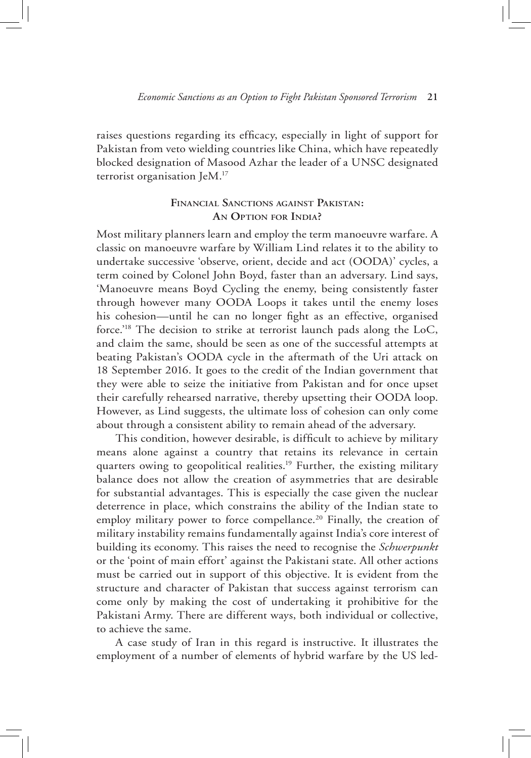raises questions regarding its efficacy, especially in light of support for Pakistan from veto wielding countries like China, which have repeatedly blocked designation of Masood Azhar the leader of a UNSC designated terrorist organisation JeM.[17]

## Financial Sanctions against Pakistan: An Option for India?

Most military planners learn and employ the term manoeuvre warfare. A classic on manoeuvre warfare by William Lind relates it to the ability to undertake successive 'observe, orient, decide and act (OODA)' cycles, a term coined by Colonel John Boyd, faster than an adversary. Lind says, 'Manoeuvre means Boyd Cycling the enemy, being consistently faster through however many OODA Loops it takes until the enemy loses his cohesion—until he can no longer fight as an effective, organised force.'[18] The decision to strike at terrorist launch pads along the LoC, and claim the same, should be seen as one of the successful attempts at beating Pakistan's OODA cycle in the aftermath of the Uri attack on 18 September 2016. It goes to the credit of the Indian government that they were able to seize the initiative from Pakistan and for once upset their carefully rehearsed narrative, thereby upsetting their OODA loop. However, as Lind suggests, the ultimate loss of cohesion can only come about through a consistent ability to remain ahead of the adversary.

This condition, however desirable, is difficult to achieve by military means alone against a country that retains its relevance in certain quarters owing to geopolitical realities.[19] Further, the existing military balance does not allow the creation of asymmetries that are desirable for substantial advantages. This is especially the case given the nuclear deterrence in place, which constrains the ability of the Indian state to employ military power to force compellance.[20] Finally, the creation of military instability remains fundamentally against India's core interest of building its economy. This raises the need to recognise the *Schwerpunkt* or the 'point of main effort' against the Pakistani state. All other actions must be carried out in support of this objective. It is evident from the structure and character of Pakistan that success against terrorism can come only by making the cost of undertaking it prohibitive for the Pakistani Army. There are different ways, both individual or collective, to achieve the same.

A case study of Iran in this regard is instructive. It illustrates the employment of a number of elements of hybrid warfare by the US led-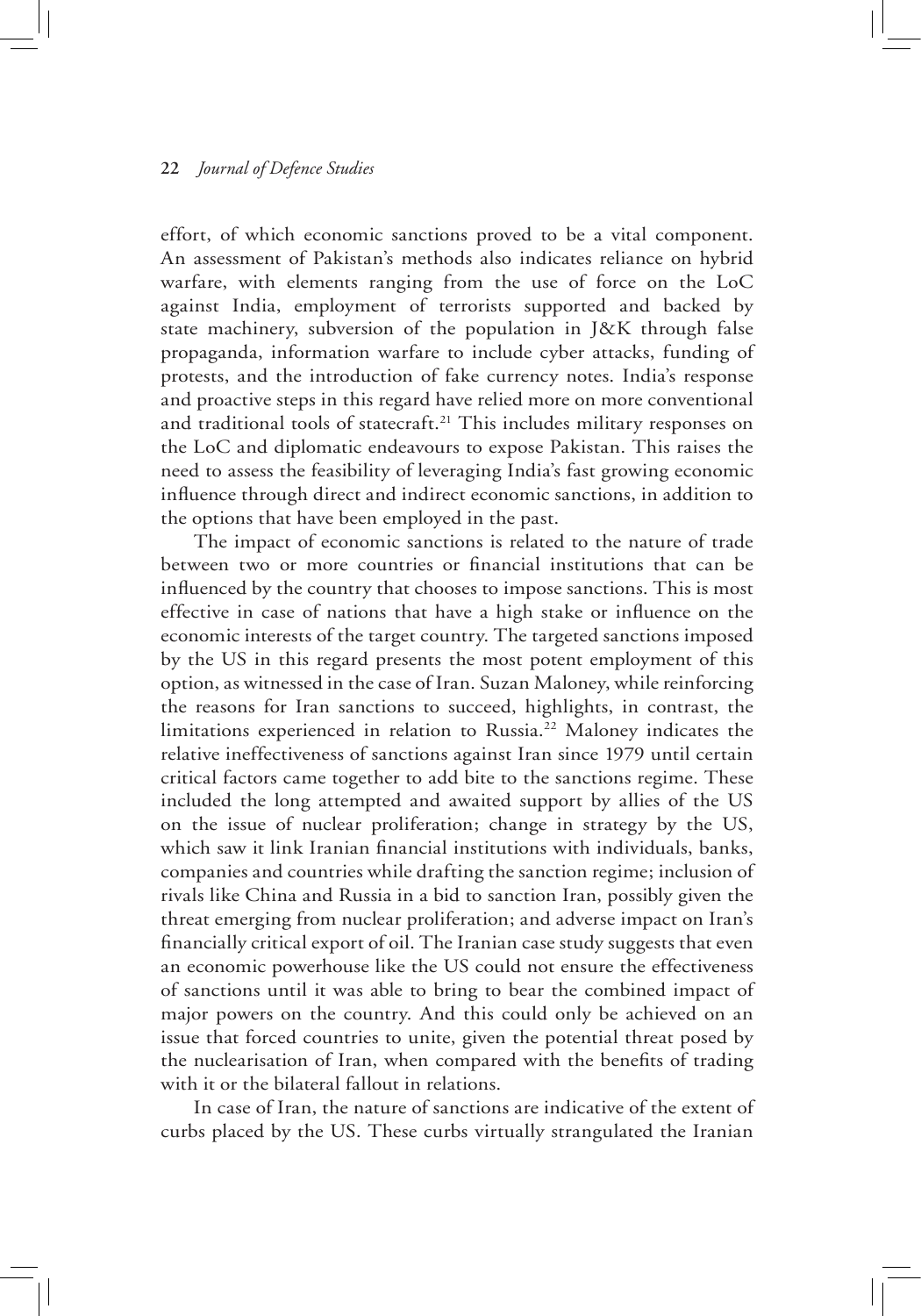effort, of which economic sanctions proved to be a vital component. An assessment of Pakistan's methods also indicates reliance on hybrid warfare, with elements ranging from the use of force on the LoC against India, employment of terrorists supported and backed by state machinery, subversion of the population in J&K through false propaganda, information warfare to include cyber attacks, funding of protests, and the introduction of fake currency notes. India's response and proactive steps in this regard have relied more on more conventional and traditional tools of statecraft.[21] This includes military responses on the LoC and diplomatic endeavours to expose Pakistan. This raises the need to assess the feasibility of leveraging India's fast growing economic influence through direct and indirect economic sanctions, in addition to the options that have been employed in the past.

The impact of economic sanctions is related to the nature of trade between two or more countries or financial institutions that can be influenced by the country that chooses to impose sanctions. This is most effective in case of nations that have a high stake or influence on the economic interests of the target country. The targeted sanctions imposed by the US in this regard presents the most potent employment of this option, as witnessed in the case of Iran. Suzan Maloney, while reinforcing the reasons for Iran sanctions to succeed, highlights, in contrast, the limitations experienced in relation to Russia.[22] Maloney indicates the relative ineffectiveness of sanctions against Iran since 1979 until certain critical factors came together to add bite to the sanctions regime. These included the long attempted and awaited support by allies of the US on the issue of nuclear proliferation; change in strategy by the US, which saw it link Iranian financial institutions with individuals, banks, companies and countries while drafting the sanction regime; inclusion of rivals like China and Russia in a bid to sanction Iran, possibly given the threat emerging from nuclear proliferation; and adverse impact on Iran's financially critical export of oil. The Iranian case study suggests that even an economic powerhouse like the US could not ensure the effectiveness of sanctions until it was able to bring to bear the combined impact of major powers on the country. And this could only be achieved on an issue that forced countries to unite, given the potential threat posed by the nuclearisation of Iran, when compared with the benefits of trading with it or the bilateral fallout in relations.

In case of Iran, the nature of sanctions are indicative of the extent of curbs placed by the US. These curbs virtually strangulated the Iranian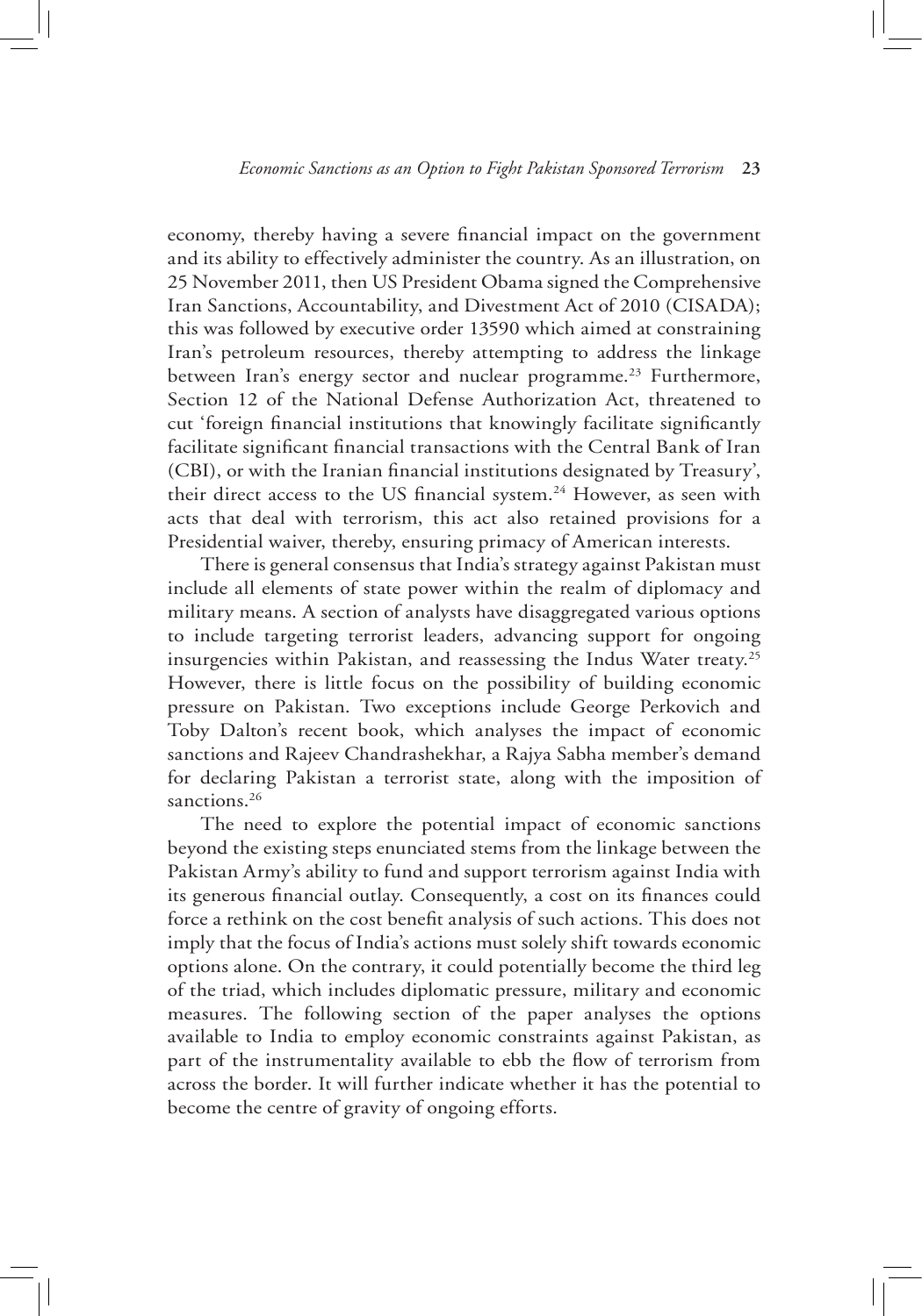economy, thereby having a severe financial impact on the government and its ability to effectively administer the country. As an illustration, on 25 November 2011, then US President Obama signed the Comprehensive Iran Sanctions, Accountability, and Divestment Act of 2010 (CISADA); this was followed by executive order 13590 which aimed at constraining Iran's petroleum resources, thereby attempting to address the linkage between Iran's energy sector and nuclear programme.[23] Furthermore, Section 12 of the National Defense Authorization Act, threatened to cut 'foreign financial institutions that knowingly facilitate significantly facilitate significant financial transactions with the Central Bank of Iran (CBI), or with the Iranian financial institutions designated by Treasury', their direct access to the US financial system.[24] However, as seen with acts that deal with terrorism, this act also retained provisions for a Presidential waiver, thereby, ensuring primacy of American interests.

There is general consensus that India's strategy against Pakistan must include all elements of state power within the realm of diplomacy and military means. A section of analysts have disaggregated various options to include targeting terrorist leaders, advancing support for ongoing insurgencies within Pakistan, and reassessing the Indus Water treaty.[25] However, there is little focus on the possibility of building economic pressure on Pakistan. Two exceptions include George Perkovich and Toby Dalton's recent book, which analyses the impact of economic sanctions and Rajeev Chandrashekhar, a Rajya Sabha member's demand for declaring Pakistan a terrorist state, along with the imposition of sanctions.[26]

The need to explore the potential impact of economic sanctions beyond the existing steps enunciated stems from the linkage between the Pakistan Army's ability to fund and support terrorism against India with its generous financial outlay. Consequently, a cost on its finances could force a rethink on the cost benefit analysis of such actions. This does not imply that the focus of India's actions must solely shift towards economic options alone. On the contrary, it could potentially become the third leg of the triad, which includes diplomatic pressure, military and economic measures. The following section of the paper analyses the options available to India to employ economic constraints against Pakistan, as part of the instrumentality available to ebb the flow of terrorism from across the border. It will further indicate whether it has the potential to become the centre of gravity of ongoing efforts.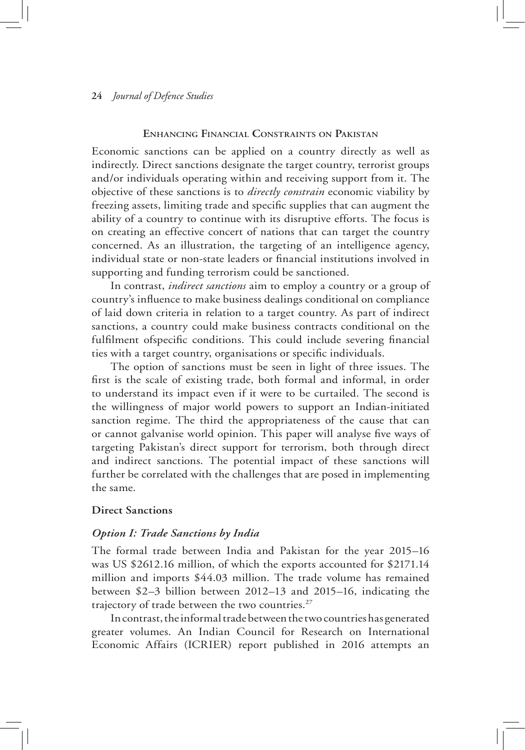## Enhancing Financial Constraints on Pakistan

Economic sanctions can be applied on a country directly as well as indirectly. Direct sanctions designate the target country, terrorist groups and/or individuals operating within and receiving support from it. The objective of these sanctions is to *directly constrain* economic viability by freezing assets, limiting trade and specific supplies that can augment the ability of a country to continue with its disruptive efforts. The focus is on creating an effective concert of nations that can target the country concerned. As an illustration, the targeting of an intelligence agency, individual state or non-state leaders or financial institutions involved in supporting and funding terrorism could be sanctioned.

In contrast, *indirect sanctions* aim to employ a country or a group of country's influence to make business dealings conditional on compliance of laid down criteria in relation to a target country. As part of indirect sanctions, a country could make business contracts conditional on the fulfilment ofspecific conditions. This could include severing financial ties with a target country, organisations or specific individuals.

The option of sanctions must be seen in light of three issues. The first is the scale of existing trade, both formal and informal, in order to understand its impact even if it were to be curtailed. The second is the willingness of major world powers to support an Indian-initiated sanction regime. The third the appropriateness of the cause that can or cannot galvanise world opinion. This paper will analyse five ways of targeting Pakistan's direct support for terrorism, both through direct and indirect sanctions. The potential impact of these sanctions will further be correlated with the challenges that are posed in implementing the same.

### Direct Sanctions

#### *Option I: Trade Sanctions by India*

The formal trade between India and Pakistan for the year 2015–16 was US $2612.16 million, of which the exports accounted for $2171.14 million and imports $44.03 million. The trade volume has remained between $2–3 billion between 2012–13 and 2015–16, indicating the trajectory of trade between the two countries.[27]

In contrast, the informal trade between the two countries has generated greater volumes. An Indian Council for Research on International Economic Affairs (ICRIER) report published in 2016 attempts an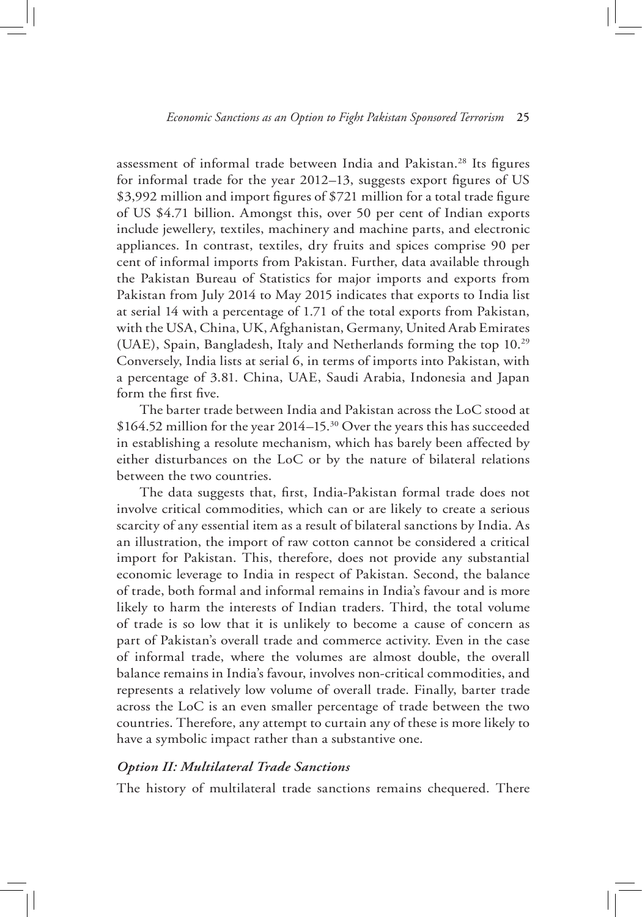assessment of informal trade between India and Pakistan.[28] Its figures for informal trade for the year 2012–13, suggests export figures of US $3,992 million and import figures of $721 million for a total trade figure of US $4.71 billion. Amongst this, over 50 per cent of Indian exports include jewellery, textiles, machinery and machine parts, and electronic appliances. In contrast, textiles, dry fruits and spices comprise 90 per cent of informal imports from Pakistan. Further, data available through the Pakistan Bureau of Statistics for major imports and exports from Pakistan from July 2014 to May 2015 indicates that exports to India list at serial 14 with a percentage of 1.71 of the total exports from Pakistan, with the USA, China, UK, Afghanistan, Germany, United Arab Emirates (UAE), Spain, Bangladesh, Italy and Netherlands forming the top 10.[29] Conversely, India lists at serial 6, in terms of imports into Pakistan, with a percentage of 3.81. China, UAE, Saudi Arabia, Indonesia and Japan form the first five.

The barter trade between India and Pakistan across the LoC stood at $164.52 million for the year 2014–15.[30] Over the years this has succeeded in establishing a resolute mechanism, which has barely been affected by either disturbances on the LoC or by the nature of bilateral relations between the two countries.

The data suggests that, first, India-Pakistan formal trade does not involve critical commodities, which can or are likely to create a serious scarcity of any essential item as a result of bilateral sanctions by India. As an illustration, the import of raw cotton cannot be considered a critical import for Pakistan. This, therefore, does not provide any substantial economic leverage to India in respect of Pakistan. Second, the balance of trade, both formal and informal remains in India's favour and is more likely to harm the interests of Indian traders. Third, the total volume of trade is so low that it is unlikely to become a cause of concern as part of Pakistan's overall trade and commerce activity. Even in the case of informal trade, where the volumes are almost double, the overall balance remains in India's favour, involves non-critical commodities, and represents a relatively low volume of overall trade. Finally, barter trade across the LoC is an even smaller percentage of trade between the two countries. Therefore, any attempt to curtain any of these is more likely to have a symbolic impact rather than a substantive one.

### *Option II: Multilateral Trade Sanctions*

The history of multilateral trade sanctions remains chequered. There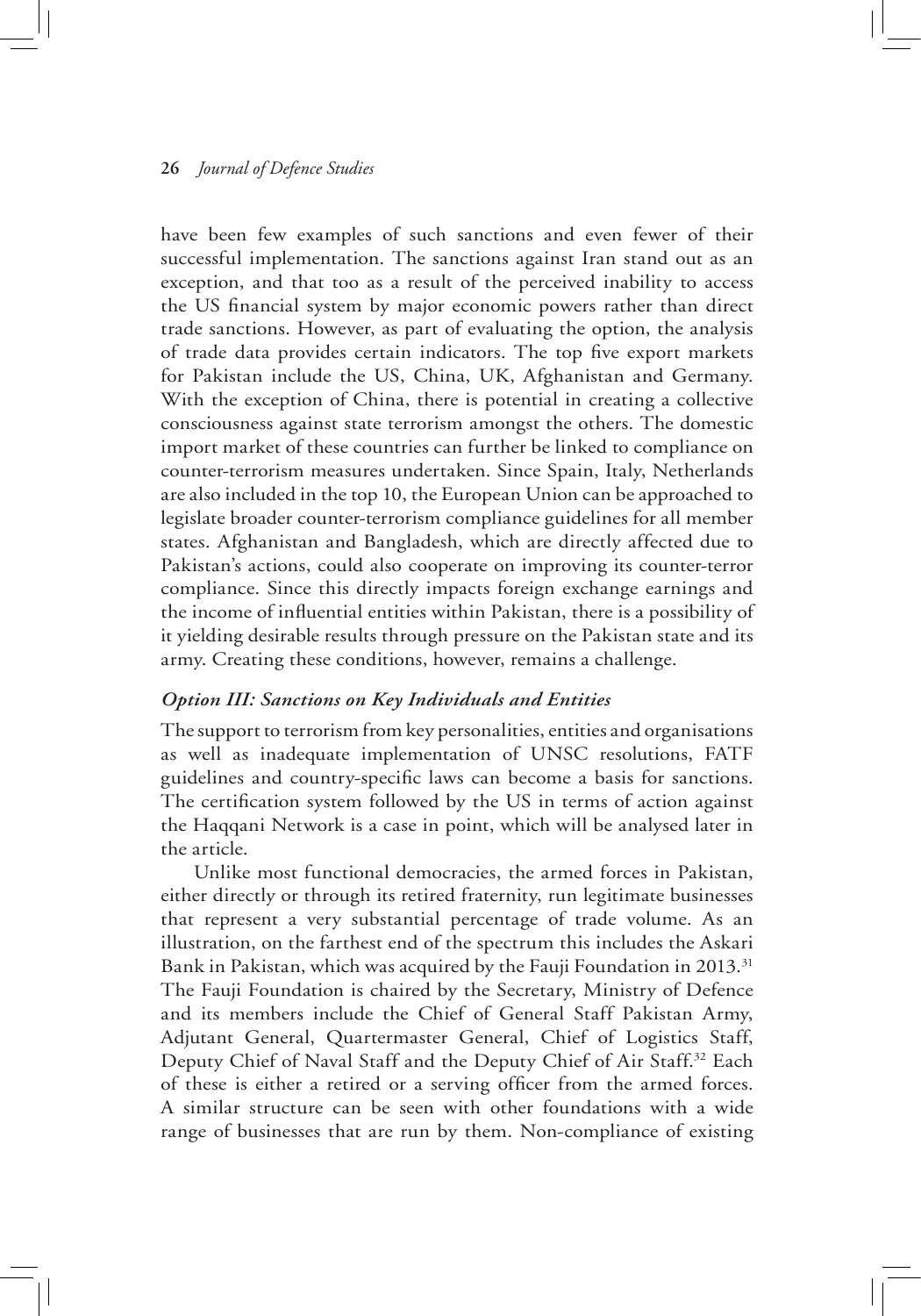have been few examples of such sanctions and even fewer of their successful implementation. The sanctions against Iran stand out as an exception, and that too as a result of the perceived inability to access the US financial system by major economic powers rather than direct trade sanctions. However, as part of evaluating the option, the analysis of trade data provides certain indicators. The top five export markets for Pakistan include the US, China, UK, Afghanistan and Germany. With the exception of China, there is potential in creating a collective consciousness against state terrorism amongst the others. The domestic import market of these countries can further be linked to compliance on counter-terrorism measures undertaken. Since Spain, Italy, Netherlands are also included in the top 10, the European Union can be approached to legislate broader counter-terrorism compliance guidelines for all member states. Afghanistan and Bangladesh, which are directly affected due to Pakistan's actions, could also cooperate on improving its counter-terror compliance. Since this directly impacts foreign exchange earnings and the income of influential entities within Pakistan, there is a possibility of it yielding desirable results through pressure on the Pakistan state and its army. Creating these conditions, however, remains a challenge.

### *Option III: Sanctions on Key Individuals and Entities*

The support to terrorism from key personalities, entities and organisations as well as inadequate implementation of UNSC resolutions, FATF guidelines and country-specific laws can become a basis for sanctions. The certification system followed by the US in terms of action against the Haqqani Network is a case in point, which will be analysed later in the article.

Unlike most functional democracies, the armed forces in Pakistan, either directly or through its retired fraternity, run legitimate businesses that represent a very substantial percentage of trade volume. As an illustration, on the farthest end of the spectrum this includes the Askari Bank in Pakistan, which was acquired by the Fauji Foundation in 2013.[31] The Fauji Foundation is chaired by the Secretary, Ministry of Defence and its members include the Chief of General Staff Pakistan Army, Adjutant General, Quartermaster General, Chief of Logistics Staff, Deputy Chief of Naval Staff and the Deputy Chief of Air Staff.[32] Each of these is either a retired or a serving officer from the armed forces. A similar structure can be seen with other foundations with a wide range of businesses that are run by them. Non-compliance of existing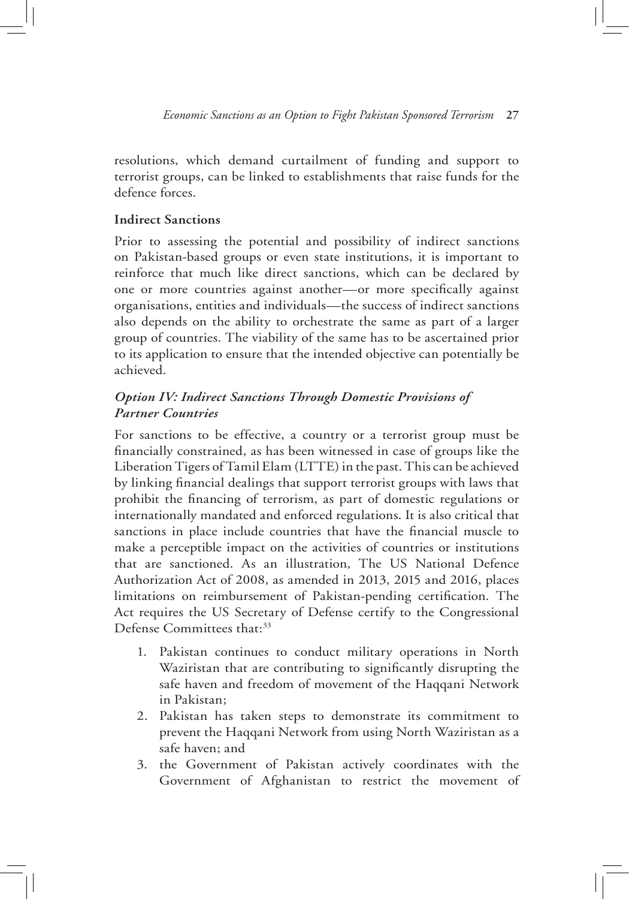resolutions, which demand curtailment of funding and support to terrorist groups, can be linked to establishments that raise funds for the defence forces.

**Indirect Sanctions**

Prior to assessing the potential and possibility of indirect sanctions on Pakistan-based groups or even state institutions, it is important to reinforce that much like direct sanctions, which can be declared by one or more countries against another—or more specifically against organisations, entities and individuals—the success of indirect sanctions also depends on the ability to orchestrate the same as part of a larger group of countries. The viability of the same has to be ascertained prior to its application to ensure that the intended objective can potentially be achieved.

***Option IV: Indirect Sanctions Through Domestic Provisions of Partner Countries***

For sanctions to be effective, a country or a terrorist group must be financially constrained, as has been witnessed in case of groups like the Liberation Tigers of Tamil Elam (LTTE) in the past. This can be achieved by linking financial dealings that support terrorist groups with laws that prohibit the financing of terrorism, as part of domestic regulations or internationally mandated and enforced regulations. It is also critical that sanctions in place include countries that have the financial muscle to make a perceptible impact on the activities of countries or institutions that are sanctioned. As an illustration, The US National Defence Authorization Act of 2008, as amended in 2013, 2015 and 2016, places limitations on reimbursement of Pakistan-pending certification. The Act requires the US Secretary of Defense certify to the Congressional Defense Committees that:[33]

1. Pakistan continues to conduct military operations in North Waziristan that are contributing to significantly disrupting the safe haven and freedom of movement of the Haqqani Network in Pakistan;
2. Pakistan has taken steps to demonstrate its commitment to prevent the Haqqani Network from using North Waziristan as a safe haven; and
3. the Government of Pakistan actively coordinates with the Government of Afghanistan to restrict the movement of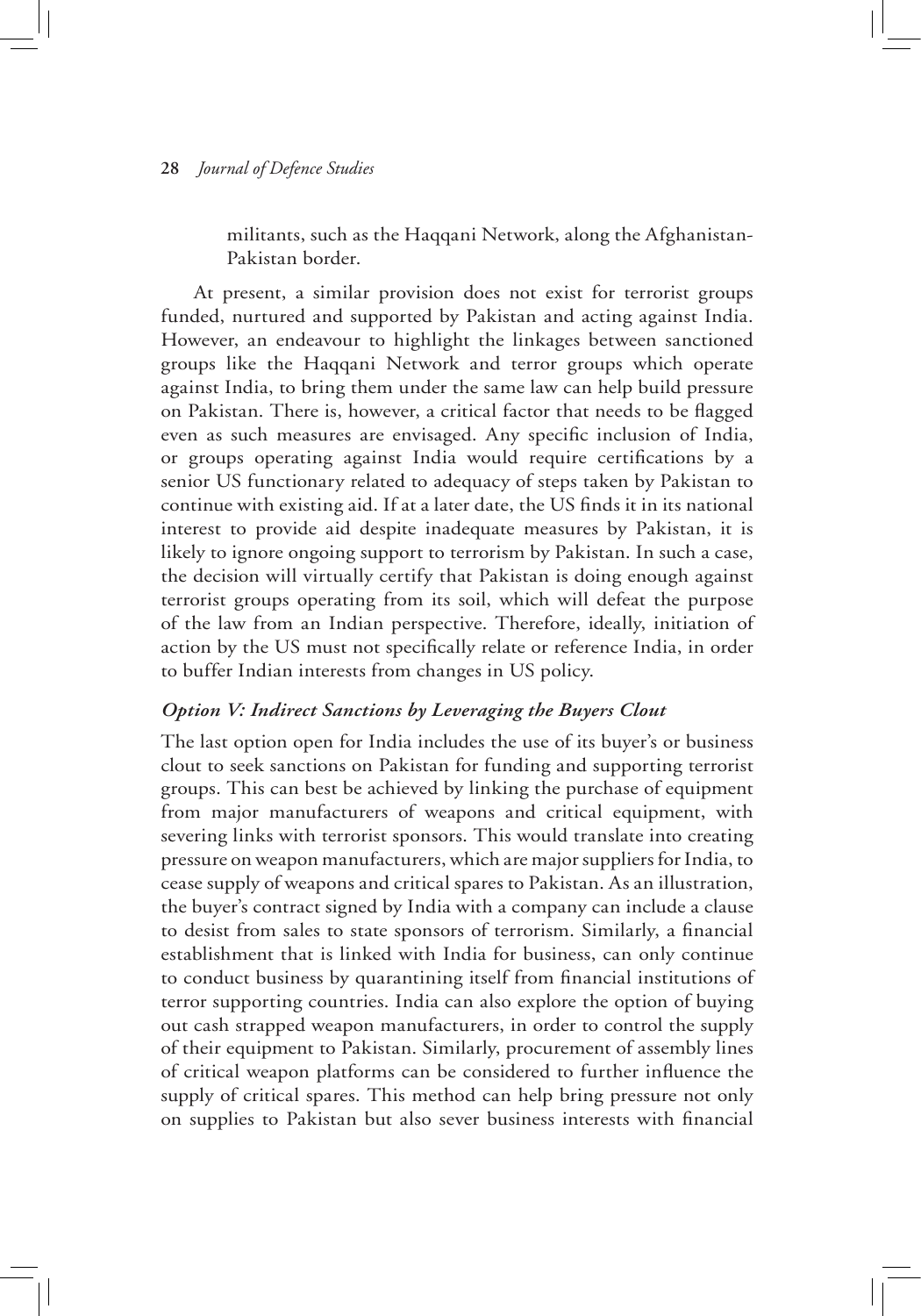militants, such as the Haqqani Network, along the Afghanistan-Pakistan border.

At present, a similar provision does not exist for terrorist groups funded, nurtured and supported by Pakistan and acting against India. However, an endeavour to highlight the linkages between sanctioned groups like the Haqqani Network and terror groups which operate against India, to bring them under the same law can help build pressure on Pakistan. There is, however, a critical factor that needs to be flagged even as such measures are envisaged. Any specific inclusion of India, or groups operating against India would require certifications by a senior US functionary related to adequacy of steps taken by Pakistan to continue with existing aid. If at a later date, the US finds it in its national interest to provide aid despite inadequate measures by Pakistan, it is likely to ignore ongoing support to terrorism by Pakistan. In such a case, the decision will virtually certify that Pakistan is doing enough against terrorist groups operating from its soil, which will defeat the purpose of the law from an Indian perspective. Therefore, ideally, initiation of action by the US must not specifically relate or reference India, in order to buffer Indian interests from changes in US policy.

### *Option V: Indirect Sanctions by Leveraging the Buyers Clout*

The last option open for India includes the use of its buyer's or business clout to seek sanctions on Pakistan for funding and supporting terrorist groups. This can best be achieved by linking the purchase of equipment from major manufacturers of weapons and critical equipment, with severing links with terrorist sponsors. This would translate into creating pressure on weapon manufacturers, which are major suppliers for India, to cease supply of weapons and critical spares to Pakistan. As an illustration, the buyer's contract signed by India with a company can include a clause to desist from sales to state sponsors of terrorism. Similarly, a financial establishment that is linked with India for business, can only continue to conduct business by quarantining itself from financial institutions of terror supporting countries. India can also explore the option of buying out cash strapped weapon manufacturers, in order to control the supply of their equipment to Pakistan. Similarly, procurement of assembly lines of critical weapon platforms can be considered to further influence the supply of critical spares. This method can help bring pressure not only on supplies to Pakistan but also sever business interests with financial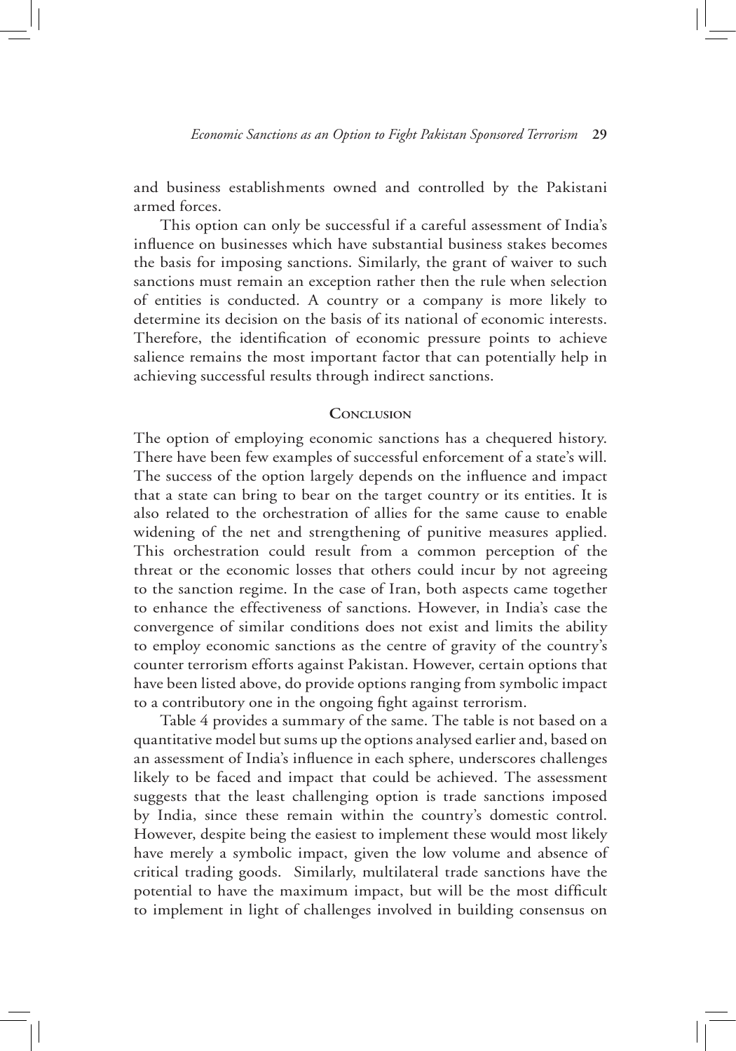and business establishments owned and controlled by the Pakistani armed forces.

This option can only be successful if a careful assessment of India's influence on businesses which have substantial business stakes becomes the basis for imposing sanctions. Similarly, the grant of waiver to such sanctions must remain an exception rather then the rule when selection of entities is conducted. A country or a company is more likely to determine its decision on the basis of its national of economic interests. Therefore, the identification of economic pressure points to achieve salience remains the most important factor that can potentially help in achieving successful results through indirect sanctions.

## Conclusion

The option of employing economic sanctions has a chequered history. There have been few examples of successful enforcement of a state's will. The success of the option largely depends on the influence and impact that a state can bring to bear on the target country or its entities. It is also related to the orchestration of allies for the same cause to enable widening of the net and strengthening of punitive measures applied. This orchestration could result from a common perception of the threat or the economic losses that others could incur by not agreeing to the sanction regime. In the case of Iran, both aspects came together to enhance the effectiveness of sanctions. However, in India's case the convergence of similar conditions does not exist and limits the ability to employ economic sanctions as the centre of gravity of the country's counter terrorism efforts against Pakistan. However, certain options that have been listed above, do provide options ranging from symbolic impact to a contributory one in the ongoing fight against terrorism.

Table 4 provides a summary of the same. The table is not based on a quantitative model but sums up the options analysed earlier and, based on an assessment of India's influence in each sphere, underscores challenges likely to be faced and impact that could be achieved. The assessment suggests that the least challenging option is trade sanctions imposed by India, since these remain within the country's domestic control. However, despite being the easiest to implement these would most likely have merely a symbolic impact, given the low volume and absence of critical trading goods. Similarly, multilateral trade sanctions have the potential to have the maximum impact, but will be the most difficult to implement in light of challenges involved in building consensus on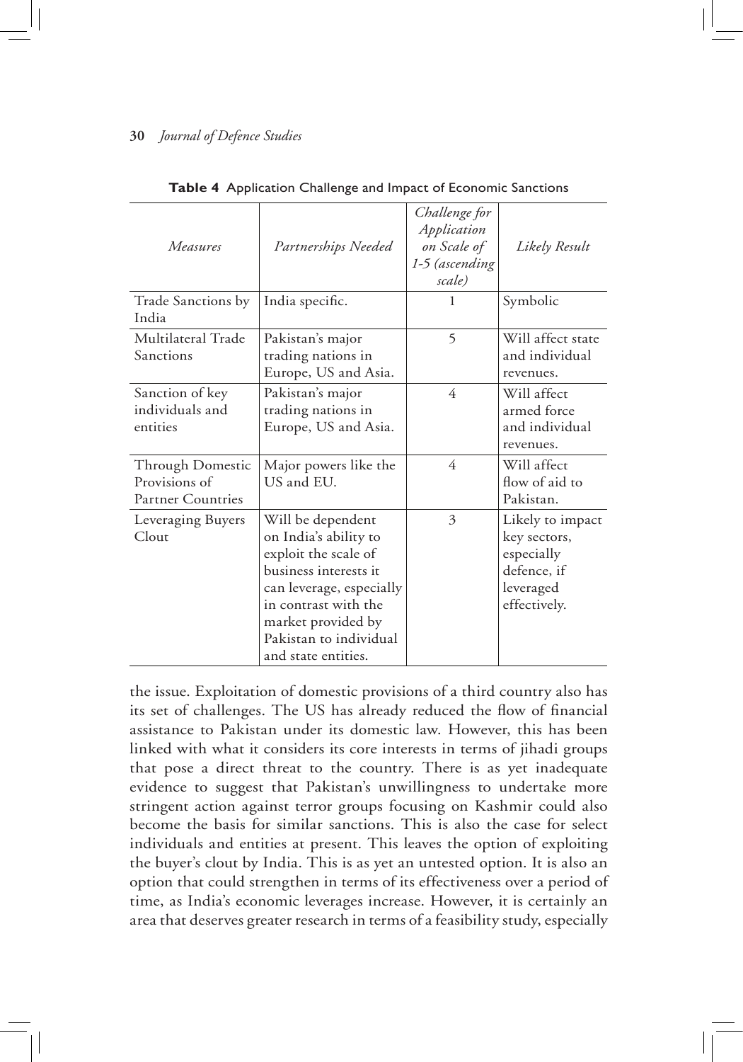**Table 4** Application Challenge and Impact of Economic Sanctions

| *Measures* | *Partnerships Needed* | *Challenge for Application on Scale of 1-5 (ascending scale)* | *Likely Result* |
|---|---|---|---|
| Trade Sanctions by India | India specific. | 1 | Symbolic |
| Multilateral Trade Sanctions | Pakistan's major trading nations in Europe, US and Asia. | 5 | Will affect state and individual revenues. |
| Sanction of key individuals and entities | Pakistan's major trading nations in Europe, US and Asia. | 4 | Will affect armed force and individual revenues. |
| Through Domestic Provisions of Partner Countries | Major powers like the US and EU. | 4 | Will affect flow of aid to Pakistan. |
| Leveraging Buyers Clout | Will be dependent on India's ability to exploit the scale of business interests it can leverage, especially in contrast with the market provided by Pakistan to individual and state entities. | 3 | Likely to impact key sectors, especially defence, if leveraged effectively. |

the issue. Exploitation of domestic provisions of a third country also has its set of challenges. The US has already reduced the flow of financial assistance to Pakistan under its domestic law. However, this has been linked with what it considers its core interests in terms of jihadi groups that pose a direct threat to the country. There is as yet inadequate evidence to suggest that Pakistan's unwillingness to undertake more stringent action against terror groups focusing on Kashmir could also become the basis for similar sanctions. This is also the case for select individuals and entities at present. This leaves the option of exploiting the buyer's clout by India. This is as yet an untested option. It is also an option that could strengthen in terms of its effectiveness over a period of time, as India's economic leverages increase. However, it is certainly an area that deserves greater research in terms of a feasibility study, especially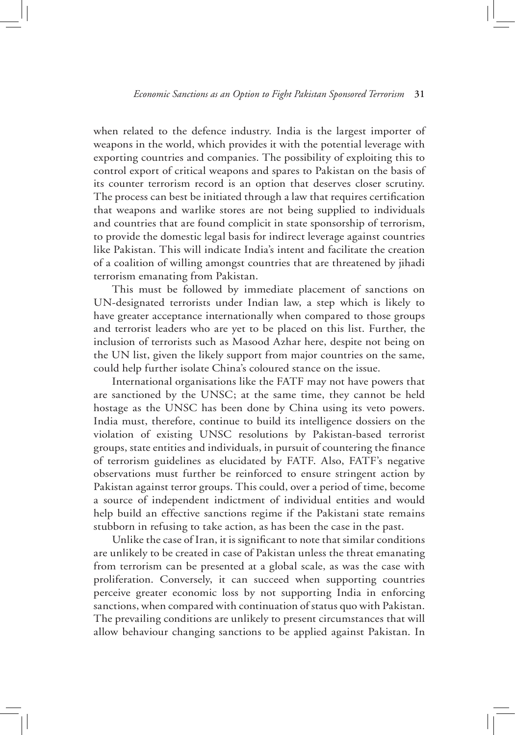when related to the defence industry. India is the largest importer of weapons in the world, which provides it with the potential leverage with exporting countries and companies. The possibility of exploiting this to control export of critical weapons and spares to Pakistan on the basis of its counter terrorism record is an option that deserves closer scrutiny. The process can best be initiated through a law that requires certification that weapons and warlike stores are not being supplied to individuals and countries that are found complicit in state sponsorship of terrorism, to provide the domestic legal basis for indirect leverage against countries like Pakistan. This will indicate India's intent and facilitate the creation of a coalition of willing amongst countries that are threatened by jihadi terrorism emanating from Pakistan.

This must be followed by immediate placement of sanctions on UN-designated terrorists under Indian law, a step which is likely to have greater acceptance internationally when compared to those groups and terrorist leaders who are yet to be placed on this list. Further, the inclusion of terrorists such as Masood Azhar here, despite not being on the UN list, given the likely support from major countries on the same, could help further isolate China's coloured stance on the issue.

International organisations like the FATF may not have powers that are sanctioned by the UNSC; at the same time, they cannot be held hostage as the UNSC has been done by China using its veto powers. India must, therefore, continue to build its intelligence dossiers on the violation of existing UNSC resolutions by Pakistan-based terrorist groups, state entities and individuals, in pursuit of countering the finance of terrorism guidelines as elucidated by FATF. Also, FATF's negative observations must further be reinforced to ensure stringent action by Pakistan against terror groups. This could, over a period of time, become a source of independent indictment of individual entities and would help build an effective sanctions regime if the Pakistani state remains stubborn in refusing to take action, as has been the case in the past.

Unlike the case of Iran, it is significant to note that similar conditions are unlikely to be created in case of Pakistan unless the threat emanating from terrorism can be presented at a global scale, as was the case with proliferation. Conversely, it can succeed when supporting countries perceive greater economic loss by not supporting India in enforcing sanctions, when compared with continuation of status quo with Pakistan. The prevailing conditions are unlikely to present circumstances that will allow behaviour changing sanctions to be applied against Pakistan. In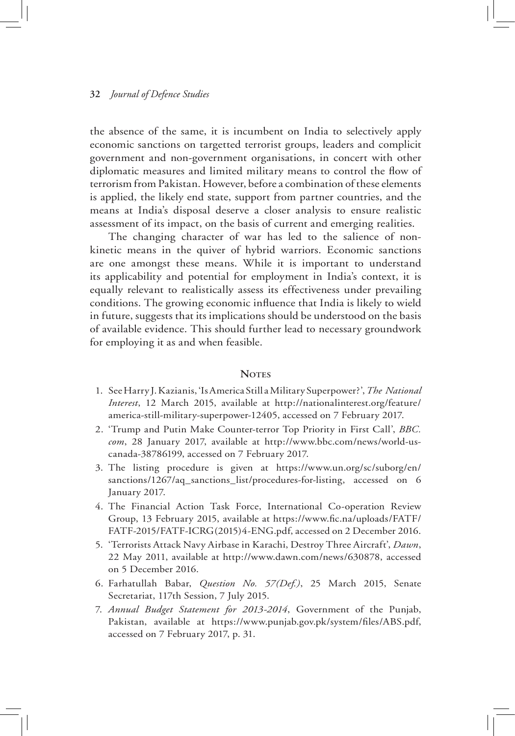the absence of the same, it is incumbent on India to selectively apply economic sanctions on targetted terrorist groups, leaders and complicit government and non-government organisations, in concert with other diplomatic measures and limited military means to control the flow of terrorism from Pakistan. However, before a combination of these elements is applied, the likely end state, support from partner countries, and the means at India's disposal deserve a closer analysis to ensure realistic assessment of its impact, on the basis of current and emerging realities.

The changing character of war has led to the salience of non-kinetic means in the quiver of hybrid warriors. Economic sanctions are one amongst these means. While it is important to understand its applicability and potential for employment in India's context, it is equally relevant to realistically assess its effectiveness under prevailing conditions. The growing economic influence that India is likely to wield in future, suggests that its implications should be understood on the basis of available evidence. This should further lead to necessary groundwork for employing it as and when feasible.

## Notes

1. See Harry J. Kazianis, 'Is America Still a Military Superpower?', *The National Interest*, 12 March 2015, available at http://nationalinterest.org/feature/america-still-military-superpower-12405, accessed on 7 February 2017.
2. 'Trump and Putin Make Counter-terror Top Priority in First Call', *BBC.com*, 28 January 2017, available at http://www.bbc.com/news/world-us-canada-38786199, accessed on 7 February 2017.
3. The listing procedure is given at https://www.un.org/sc/suborg/en/sanctions/1267/aq_sanctions_list/procedures-for-listing, accessed on 6 January 2017.
4. The Financial Action Task Force, International Co-operation Review Group, 13 February 2015, available at https://www.fic.na/uploads/FATF/FATF-2015/FATF-ICRG(2015)4-ENG.pdf, accessed on 2 December 2016.
5. 'Terrorists Attack Navy Airbase in Karachi, Destroy Three Aircraft', *Dawn*, 22 May 2011, available at http://www.dawn.com/news/630878, accessed on 5 December 2016.
6. Farhatullah Babar, *Question No. 57(Def.)*, 25 March 2015, Senate Secretariat, 117th Session, 7 July 2015.
7. *Annual Budget Statement for 2013-2014*, Government of the Punjab, Pakistan, available at https://www.punjab.gov.pk/system/files/ABS.pdf, accessed on 7 February 2017, p. 31.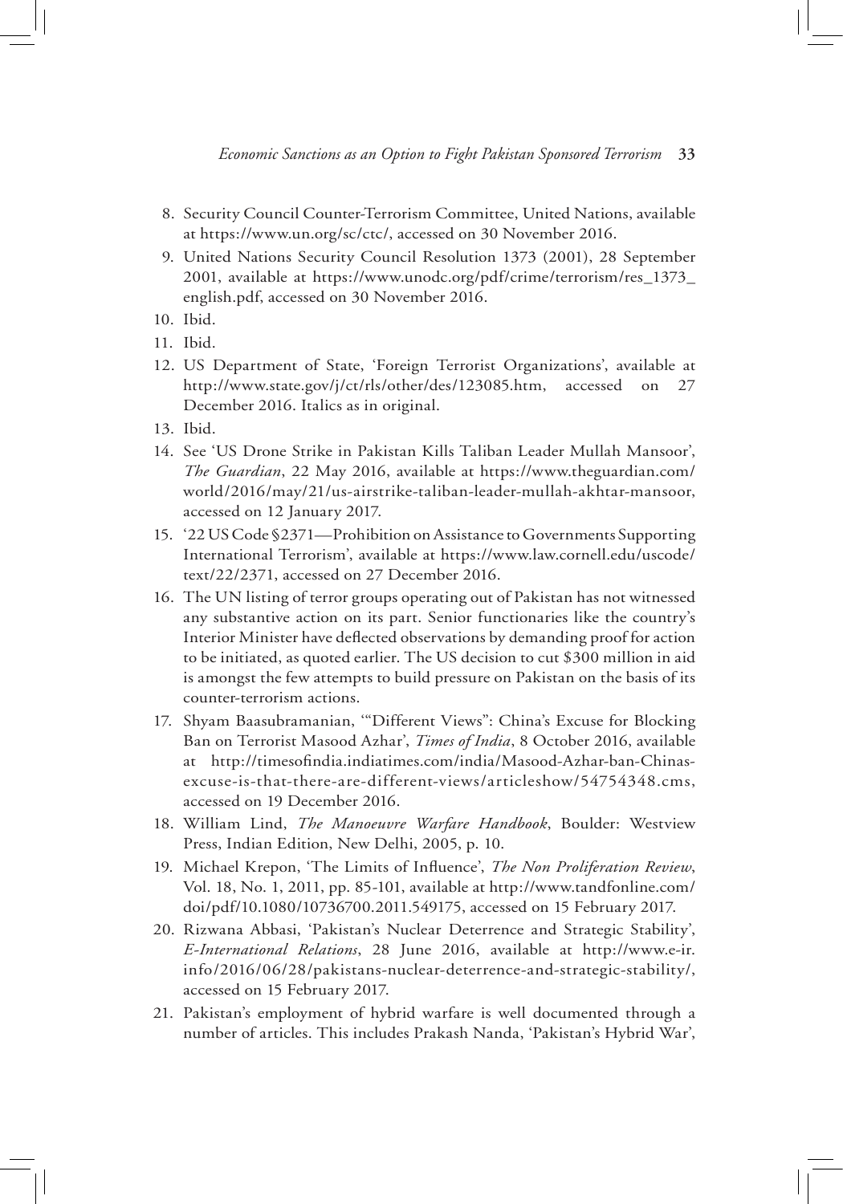8. Security Council Counter-Terrorism Committee, United Nations, available at https://www.un.org/sc/ctc/, accessed on 30 November 2016.
9. United Nations Security Council Resolution 1373 (2001), 28 September 2001, available at https://www.unodc.org/pdf/crime/terrorism/res_1373_english.pdf, accessed on 30 November 2016.
10. Ibid.
11. Ibid.
12. US Department of State, 'Foreign Terrorist Organizations', available at http://www.state.gov/j/ct/rls/other/des/123085.htm, accessed on 27 December 2016. Italics as in original.
13. Ibid.
14. See 'US Drone Strike in Pakistan Kills Taliban Leader Mullah Mansoor', *The Guardian*, 22 May 2016, available at https://www.theguardian.com/world/2016/may/21/us-airstrike-taliban-leader-mullah-akhtar-mansoor, accessed on 12 January 2017.
15. '22 US Code §2371—Prohibition on Assistance to Governments Supporting International Terrorism', available at https://www.law.cornell.edu/uscode/text/22/2371, accessed on 27 December 2016.
16. The UN listing of terror groups operating out of Pakistan has not witnessed any substantive action on its part. Senior functionaries like the country's Interior Minister have deflected observations by demanding proof for action to be initiated, as quoted earlier. The US decision to cut $300 million in aid is amongst the few attempts to build pressure on Pakistan on the basis of its counter-terrorism actions.
17. Shyam Baasubramanian, '"Different Views": China's Excuse for Blocking Ban on Terrorist Masood Azhar', *Times of India*, 8 October 2016, available at http://timesofindia.indiatimes.com/india/Masood-Azhar-ban-Chinas-excuse-is-that-there-are-different-views/articleshow/54754348.cms, accessed on 19 December 2016.
18. William Lind, *The Manoeuvre Warfare Handbook*, Boulder: Westview Press, Indian Edition, New Delhi, 2005, p. 10.
19. Michael Krepon, 'The Limits of Influence', *The Non Proliferation Review*, Vol. 18, No. 1, 2011, pp. 85-101, available at http://www.tandfonline.com/doi/pdf/10.1080/10736700.2011.549175, accessed on 15 February 2017.
20. Rizwana Abbasi, 'Pakistan's Nuclear Deterrence and Strategic Stability', *E-International Relations*, 28 June 2016, available at http://www.e-ir.info/2016/06/28/pakistans-nuclear-deterrence-and-strategic-stability/, accessed on 15 February 2017.
21. Pakistan's employment of hybrid warfare is well documented through a number of articles. This includes Prakash Nanda, 'Pakistan's Hybrid War',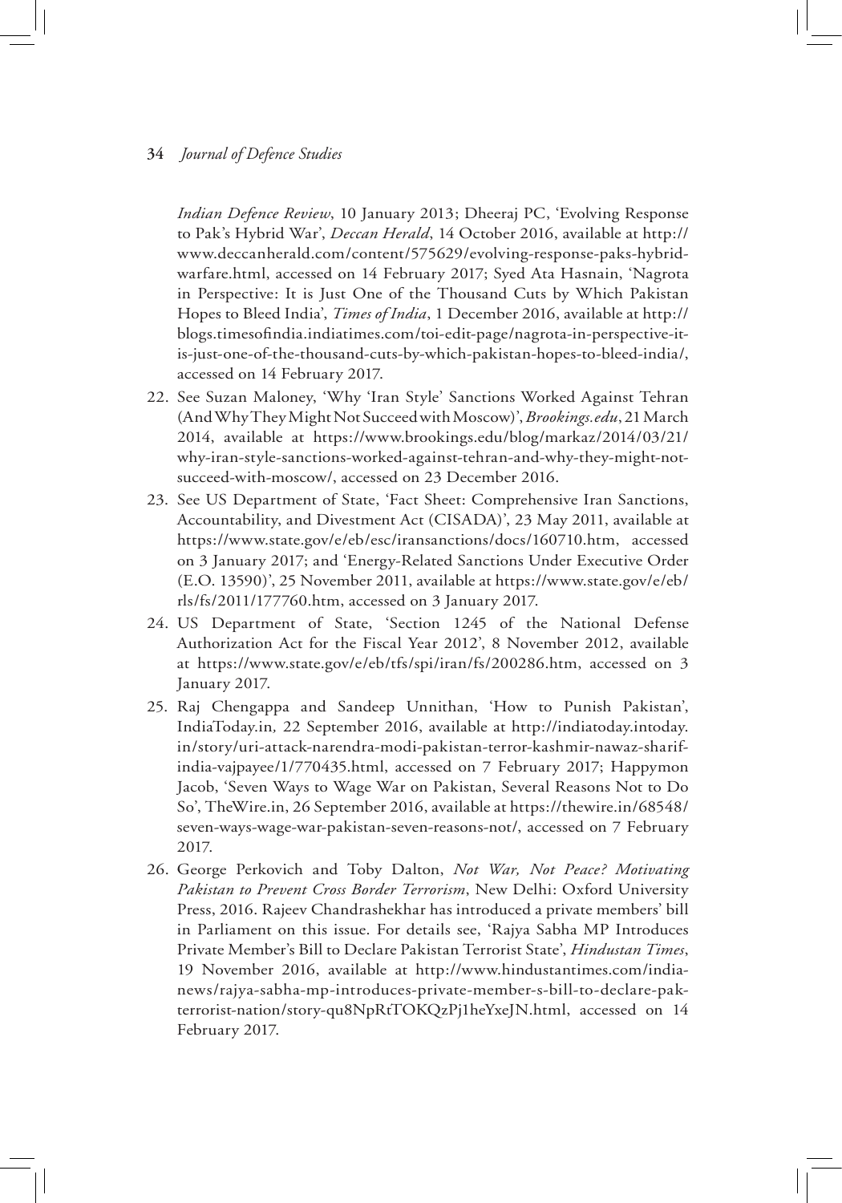*Indian Defence Review*, 10 January 2013; Dheeraj PC, 'Evolving Response to Pak's Hybrid War', *Deccan Herald*, 14 October 2016, available at http://www.deccanherald.com/content/575629/evolving-response-paks-hybrid-warfare.html, accessed on 14 February 2017; Syed Ata Hasnain, 'Nagrota in Perspective: It is Just One of the Thousand Cuts by Which Pakistan Hopes to Bleed India', *Times of India*, 1 December 2016, available at http://blogs.timesofindia.indiatimes.com/toi-edit-page/nagrota-in-perspective-it-is-just-one-of-the-thousand-cuts-by-which-pakistan-hopes-to-bleed-india/, accessed on 14 February 2017.

22. See Suzan Maloney, 'Why 'Iran Style' Sanctions Worked Against Tehran (And Why They Might Not Succeed with Moscow)', *Brookings.edu*, 21 March 2014, available at https://www.brookings.edu/blog/markaz/2014/03/21/why-iran-style-sanctions-worked-against-tehran-and-why-they-might-not-succeed-with-moscow/, accessed on 23 December 2016.
23. See US Department of State, 'Fact Sheet: Comprehensive Iran Sanctions, Accountability, and Divestment Act (CISADA)', 23 May 2011, available at https://www.state.gov/e/eb/esc/iransanctions/docs/160710.htm, accessed on 3 January 2017; and 'Energy-Related Sanctions Under Executive Order (E.O. 13590)', 25 November 2011, available at https://www.state.gov/e/eb/rls/fs/2011/177760.htm, accessed on 3 January 2017.
24. US Department of State, 'Section 1245 of the National Defense Authorization Act for the Fiscal Year 2012', 8 November 2012, available at https://www.state.gov/e/eb/tfs/spi/iran/fs/200286.htm, accessed on 3 January 2017.
25. Raj Chengappa and Sandeep Unnithan, 'How to Punish Pakistan', IndiaToday.in, 22 September 2016, available at http://indiatoday.intoday.in/story/uri-attack-narendra-modi-pakistan-terror-kashmir-nawaz-sharif-india-vajpayee/1/770435.html, accessed on 7 February 2017; Happymon Jacob, 'Seven Ways to Wage War on Pakistan, Several Reasons Not to Do So', TheWire.in, 26 September 2016, available at https://thewire.in/68548/seven-ways-wage-war-pakistan-seven-reasons-not/, accessed on 7 February 2017.
26. George Perkovich and Toby Dalton, *Not War, Not Peace? Motivating Pakistan to Prevent Cross Border Terrorism*, New Delhi: Oxford University Press, 2016. Rajeev Chandrashekhar has introduced a private members' bill in Parliament on this issue. For details see, 'Rajya Sabha MP Introduces Private Member's Bill to Declare Pakistan Terrorist State', *Hindustan Times*, 19 November 2016, available at http://www.hindustantimes.com/india-news/rajya-sabha-mp-introduces-private-member-s-bill-to-declare-pak-terrorist-nation/story-qu8NpRtTOKQzPj1heYxeJN.html, accessed on 14 February 2017.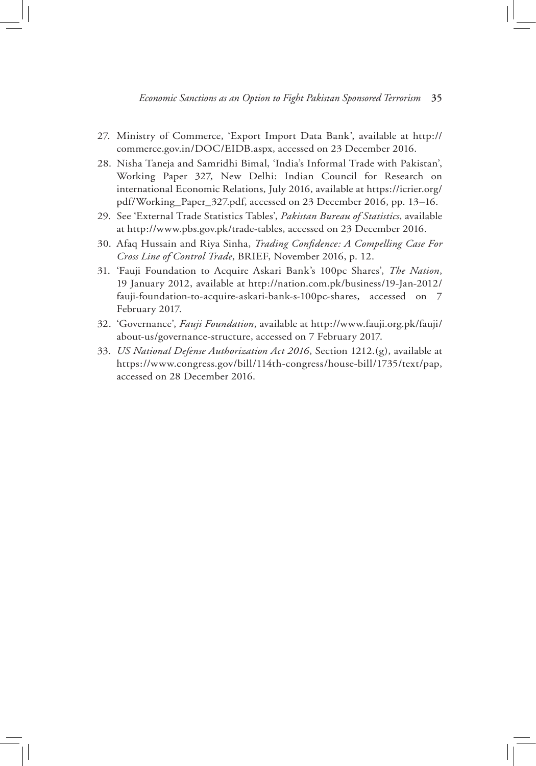27. Ministry of Commerce, 'Export Import Data Bank', available at http://commerce.gov.in/DOC/EIDB.aspx, accessed on 23 December 2016.
28. Nisha Taneja and Samridhi Bimal, 'India's Informal Trade with Pakistan', Working Paper 327, New Delhi: Indian Council for Research on international Economic Relations, July 2016, available at https://icrier.org/pdf/Working_Paper_327.pdf, accessed on 23 December 2016, pp. 13–16.
29. See 'External Trade Statistics Tables', *Pakistan Bureau of Statistics*, available at http://www.pbs.gov.pk/trade-tables, accessed on 23 December 2016.
30. Afaq Hussain and Riya Sinha, *Trading Confidence: A Compelling Case For Cross Line of Control Trade*, BRIEF, November 2016, p. 12.
31. 'Fauji Foundation to Acquire Askari Bank's 100pc Shares', *The Nation*, 19 January 2012, available at http://nation.com.pk/business/19-Jan-2012/fauji-foundation-to-acquire-askari-bank-s-100pc-shares, accessed on 7 February 2017.
32. 'Governance', *Fauji Foundation*, available at http://www.fauji.org.pk/fauji/about-us/governance-structure, accessed on 7 February 2017.
33. *US National Defense Authorization Act 2016*, Section 1212.(g), available at https://www.congress.gov/bill/114th-congress/house-bill/1735/text/pap, accessed on 28 December 2016.